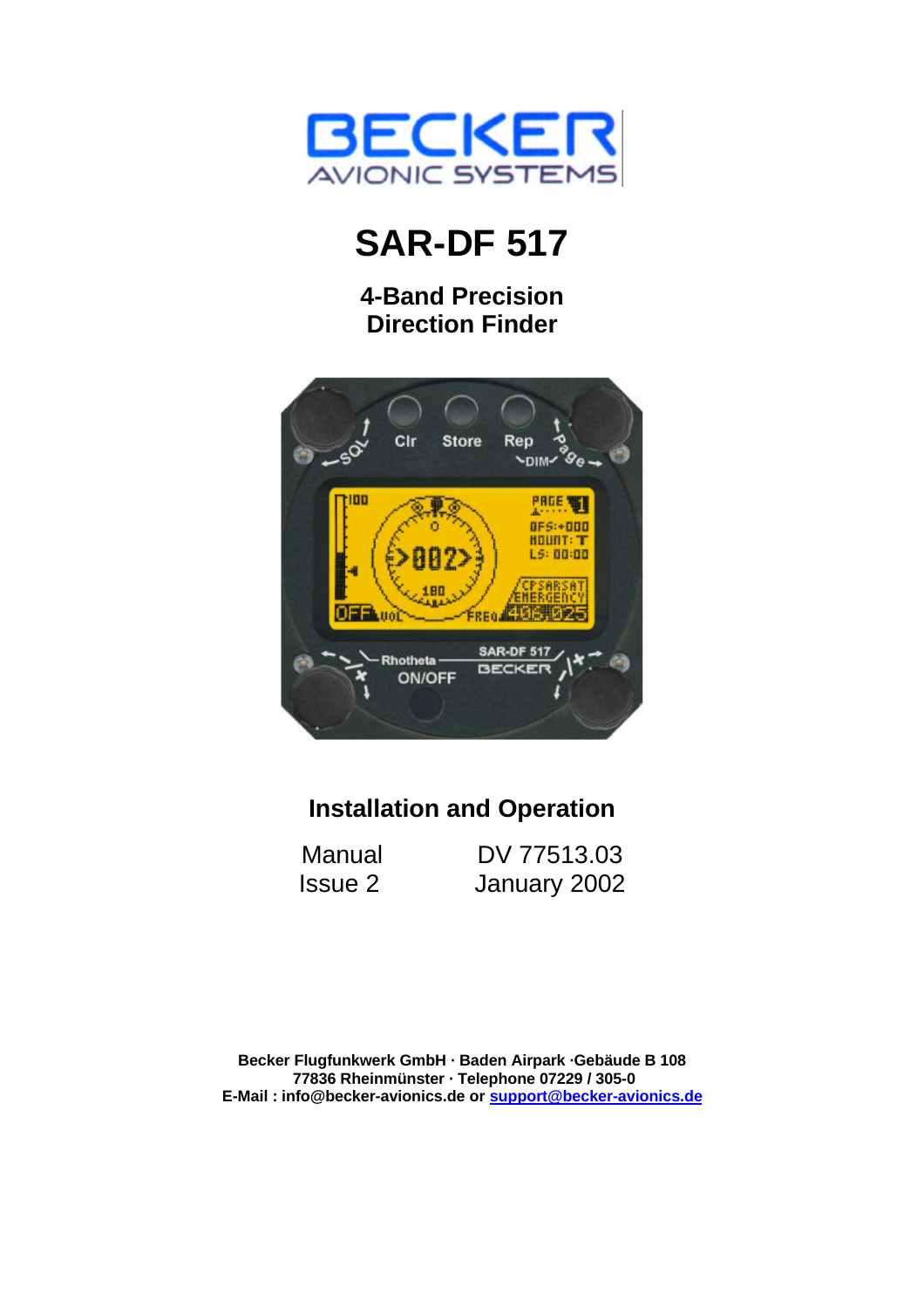BECKER
AVIONIC SYSTEMS

# SAR-DF 517

## 4-Band Precision Direction Finder

## Installation and Operation

| Manual | DV 77513.03 |
|---|---|
| Issue 2 | January 2002 |

**Becker Flugfunkwerk GmbH · Baden Airpark ·Gebäude B 108**
**77836 Rheinmünster · Telephone 07229 / 305-0**
**E-Mail : info@becker-avionics.de or support@becker-avionics.de**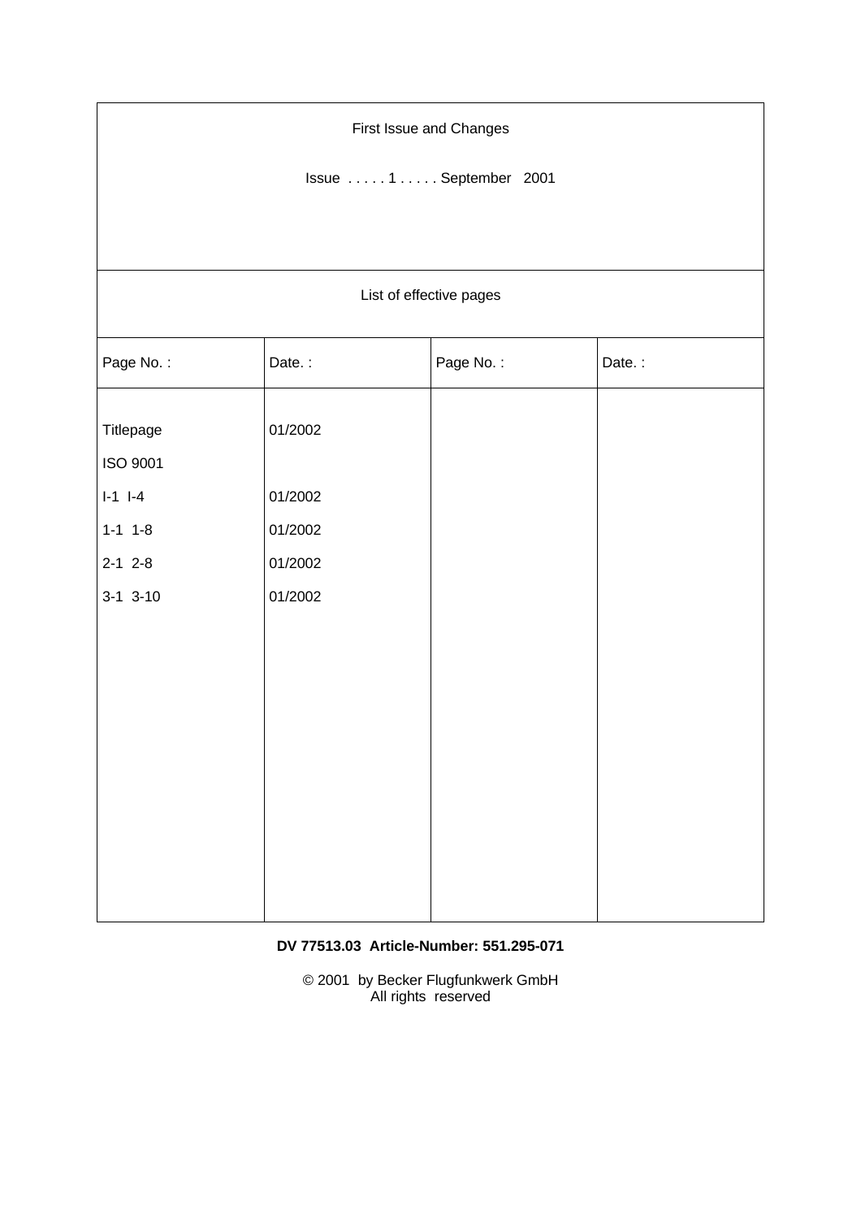First Issue and Changes

Issue . . . . . 1 . . . . . September 2001

List of effective pages

| Page No. : | Date. : | Page No. : | Date. : |
|---|---|---|---|
| Titlepage | 01/2002 | | |
| ISO 9001 | | | |
| I-1 I-4 | 01/2002 | | |
| 1-1 1-8 | 01/2002 | | |
| 2-1 2-8 | 01/2002 | | |
| 3-1 3-10 | 01/2002 | | |

**DV 77513.03 Article-Number: 551.295-071**

© 2001 by Becker Flugfunkwerk GmbH
All rights reserved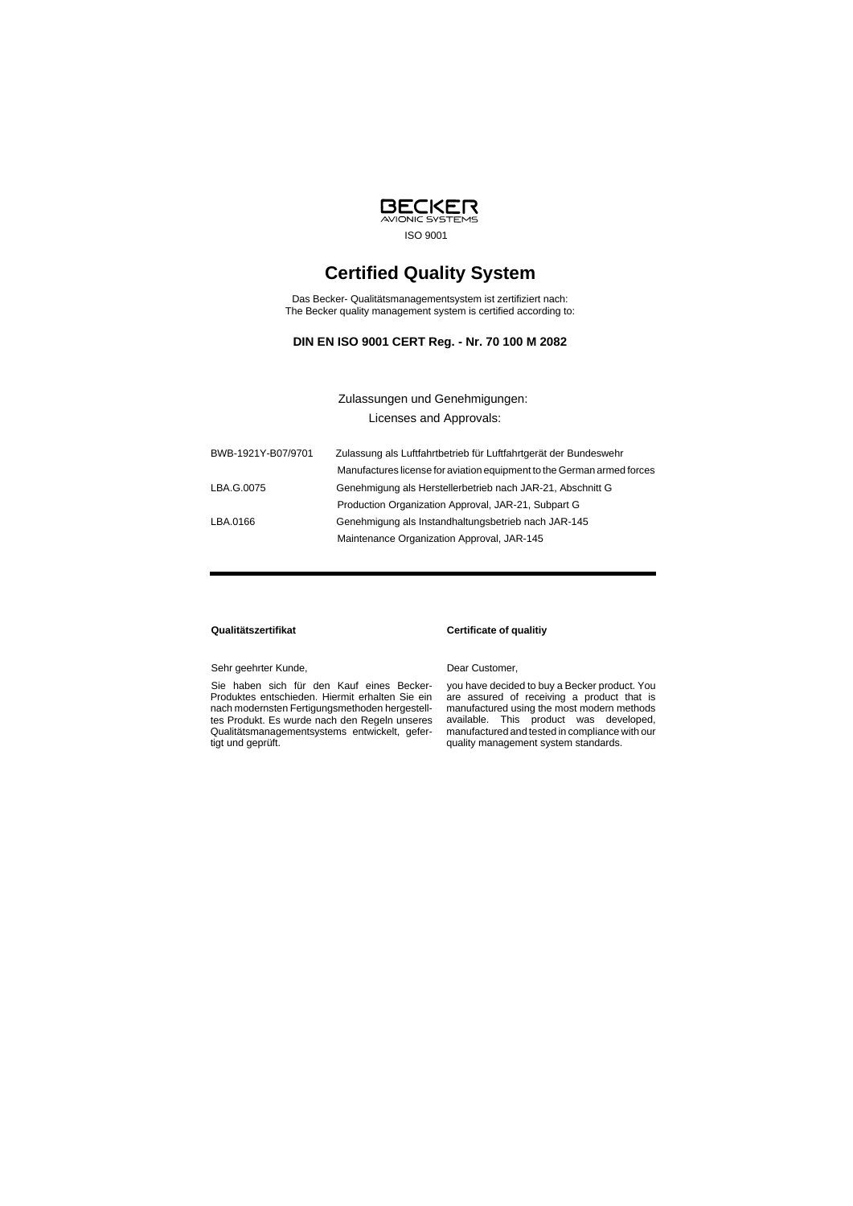BECKER
AVIONIC SYSTEMS

ISO 9001

# Certified Quality System

Das Becker- Qualitätsmanagementsystem ist zertifiziert nach:
The Becker quality management system is certified according to:

**DIN EN ISO 9001 CERT Reg. - Nr. 70 100 M 2082**

Zulassungen und Genehmigungen:
Licenses and Approvals:

| | |
|---|---|
| BWB-1921Y-B07/9701 | Zulassung als Luftfahrtbetrieb für Luftfahrtgerät der Bundeswehr<br>Manufactures license for aviation equipment to the German armed forces |
| LBA.G.0075 | Genehmigung als Herstellerbetrieb nach JAR-21, Abschnitt G<br>Production Organization Approval, JAR-21, Subpart G |
| LBA.0166 | Genehmigung als Instandhaltungsbetrieb nach JAR-145<br>Maintenance Organization Approval, JAR-145 |

---

**Qualitätszertifikat**

Sehr geehrter Kunde,

Sie haben sich für den Kauf eines Becker-Produktes entschieden. Hiermit erhalten Sie ein nach modernsten Fertigungsmethoden hergestelltes Produkt. Es wurde nach den Regeln unseres Qualitätsmanagementsystems entwickelt, gefertigt und geprüft.

**Certificate of qualitiy**

Dear Customer,

you have decided to buy a Becker product. You are assured of receiving a product that is manufactured using the most modern methods available. This product was developed, manufactured and tested in compliance with our quality management system standards.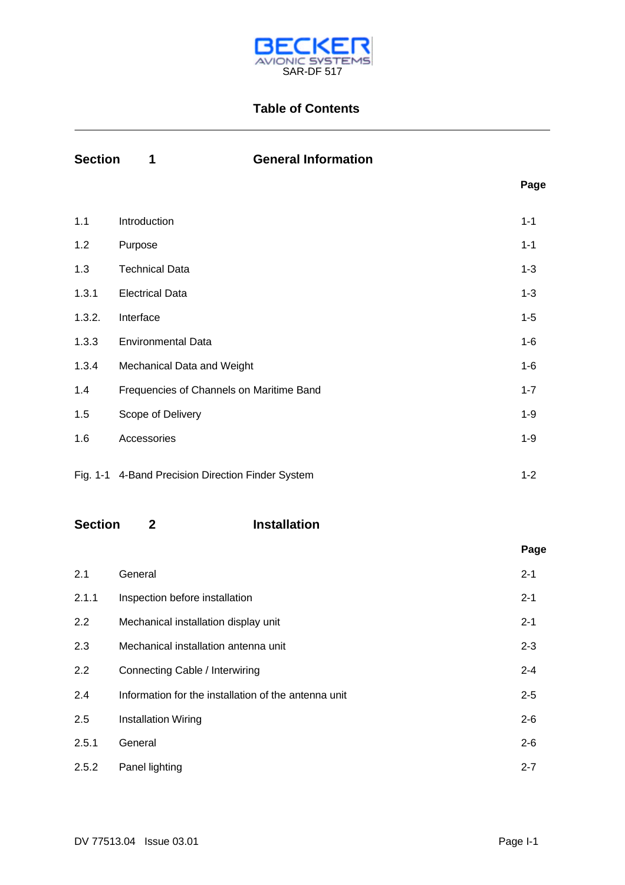BECKER AVIONIC SYSTEMS
SAR-DF 517

# Table of Contents

## Section 1 General Information

| | | Page |
|---|---|---|
| 1.1 | Introduction | 1-1 |
| 1.2 | Purpose | 1-1 |
| 1.3 | Technical Data | 1-3 |
| 1.3.1 | Electrical Data | 1-3 |
| 1.3.2. | Interface | 1-5 |
| 1.3.3 | Environmental Data | 1-6 |
| 1.3.4 | Mechanical Data and Weight | 1-6 |
| 1.4 | Frequencies of Channels on Maritime Band | 1-7 |
| 1.5 | Scope of Delivery | 1-9 |
| 1.6 | Accessories | 1-9 |
| Fig. 1-1 | 4-Band Precision Direction Finder System | 1-2 |

## Section 2 Installation

| | | Page |
|---|---|---|
| 2.1 | General | 2-1 |
| 2.1.1 | Inspection before installation | 2-1 |
| 2.2 | Mechanical installation display unit | 2-1 |
| 2.3 | Mechanical installation antenna unit | 2-3 |
| 2.2 | Connecting Cable / Interwiring | 2-4 |
| 2.4 | Information for the installation of the antenna unit | 2-5 |
| 2.5 | Installation Wiring | 2-6 |
| 2.5.1 | General | 2-6 |
| 2.5.2 | Panel lighting | 2-7 |

DV 77513.04 Issue 03.01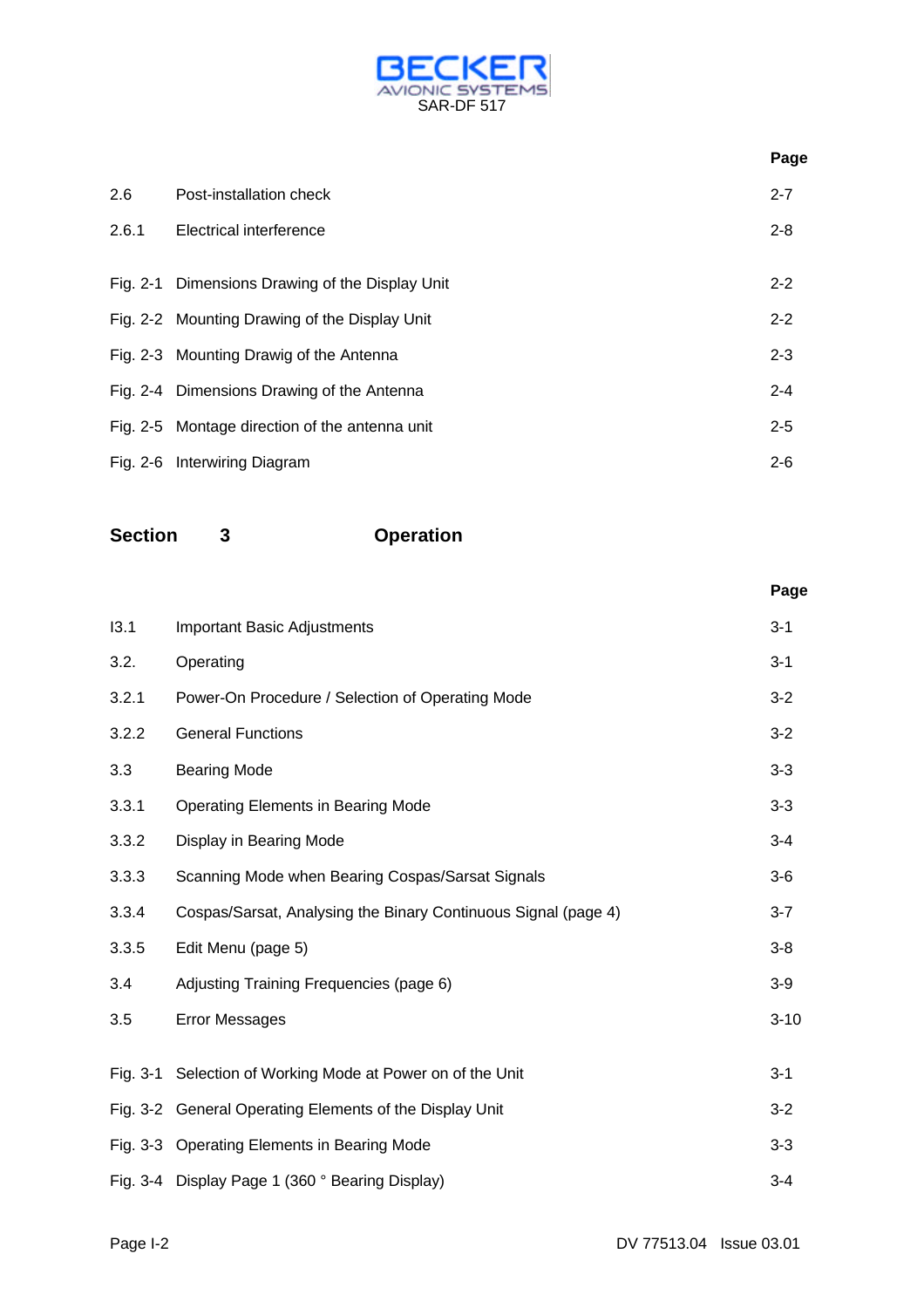| | | Page |
|---|---|---|
| 2.6 | Post-installation check | 2-7 |
| 2.6.1 | Electrical interference | 2-8 |
| Fig. 2-1 | Dimensions Drawing of the Display Unit | 2-2 |
| Fig. 2-2 | Mounting Drawing of the Display Unit | 2-2 |
| Fig. 2-3 | Mounting Drawig of the Antenna | 2-3 |
| Fig. 2-4 | Dimensions Drawing of the Antenna | 2-4 |
| Fig. 2-5 | Montage direction of the antenna unit | 2-5 |
| Fig. 2-6 | Interwiring Diagram | 2-6 |

## Section 3 Operation

| | | Page |
|---|---|---|
| I3.1 | Important Basic Adjustments | 3-1 |
| 3.2. | Operating | 3-1 |
| 3.2.1 | Power-On Procedure / Selection of Operating Mode | 3-2 |
| 3.2.2 | General Functions | 3-2 |
| 3.3 | Bearing Mode | 3-3 |
| 3.3.1 | Operating Elements in Bearing Mode | 3-3 |
| 3.3.2 | Display in Bearing Mode | 3-4 |
| 3.3.3 | Scanning Mode when Bearing Cospas/Sarsat Signals | 3-6 |
| 3.3.4 | Cospas/Sarsat, Analysing the Binary Continuous Signal (page 4) | 3-7 |
| 3.3.5 | Edit Menu (page 5) | 3-8 |
| 3.4 | Adjusting Training Frequencies (page 6) | 3-9 |
| 3.5 | Error Messages | 3-10 |
| Fig. 3-1 | Selection of Working Mode at Power on of the Unit | 3-1 |
| Fig. 3-2 | General Operating Elements of the Display Unit | 3-2 |
| Fig. 3-3 | Operating Elements in Bearing Mode | 3-3 |
| Fig. 3-4 | Display Page 1 (360 ° Bearing Display) | 3-4 |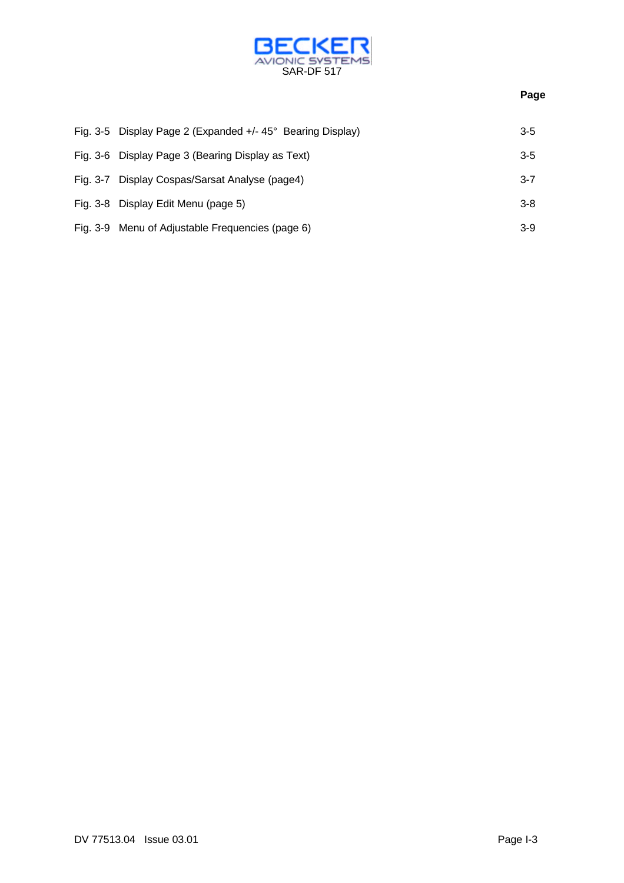| | Page |
|---|---|
| Fig. 3-5 Display Page 2 (Expanded +/- 45° Bearing Display) | 3-5 |
| Fig. 3-6 Display Page 3 (Bearing Display as Text) | 3-5 |
| Fig. 3-7 Display Cospas/Sarsat Analyse (page4) | 3-7 |
| Fig. 3-8 Display Edit Menu (page 5) | 3-8 |
| Fig. 3-9 Menu of Adjustable Frequencies (page 6) | 3-9 |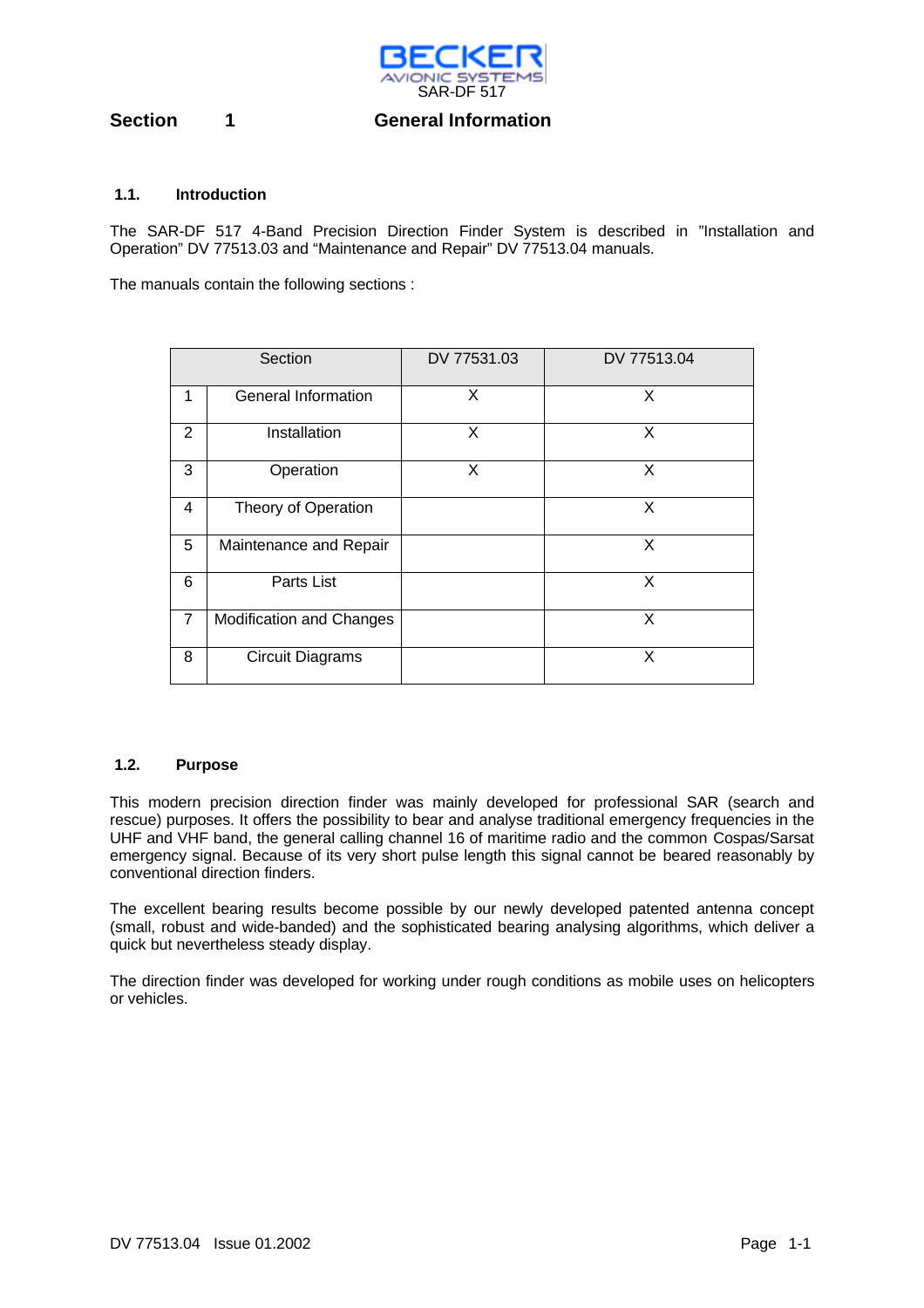# Section 1 General Information

### 1.1. Introduction

The SAR-DF 517 4-Band Precision Direction Finder System is described in ”Installation and Operation” DV 77513.03 and “Maintenance and Repair” DV 77513.04 manuals.

The manuals contain the following sections :

| Section | | DV 77531.03 | DV 77513.04 |
|---|---|---|---|
| 1 | General Information | X | X |
| 2 | Installation | X | X |
| 3 | Operation | X | X |
| 4 | Theory of Operation | | X |
| 5 | Maintenance and Repair | | X |
| 6 | Parts List | | X |
| 7 | Modification and Changes | | X |
| 8 | Circuit Diagrams | | X |

### 1.2. Purpose

This modern precision direction finder was mainly developed for professional SAR (search and rescue) purposes. It offers the possibility to bear and analyse traditional emergency frequencies in the UHF and VHF band, the general calling channel 16 of maritime radio and the common Cospas/Sarsat emergency signal. Because of its very short pulse length this signal cannot be beared reasonably by conventional direction finders.

The excellent bearing results become possible by our newly developed patented antenna concept (small, robust and wide-banded) and the sophisticated bearing analysing algorithms, which deliver a quick but nevertheless steady display.

The direction finder was developed for working under rough conditions as mobile uses on helicopters or vehicles.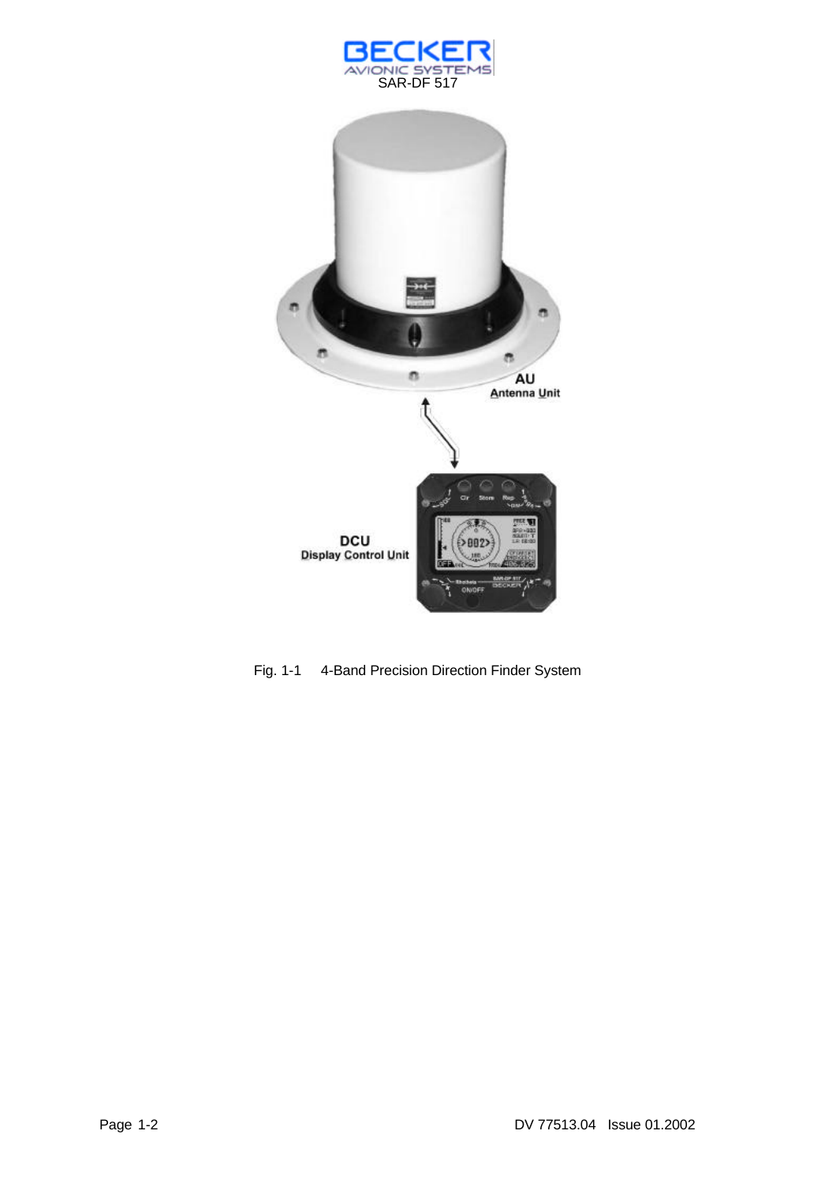Fig. 1-1     4-Band Precision Direction Finder System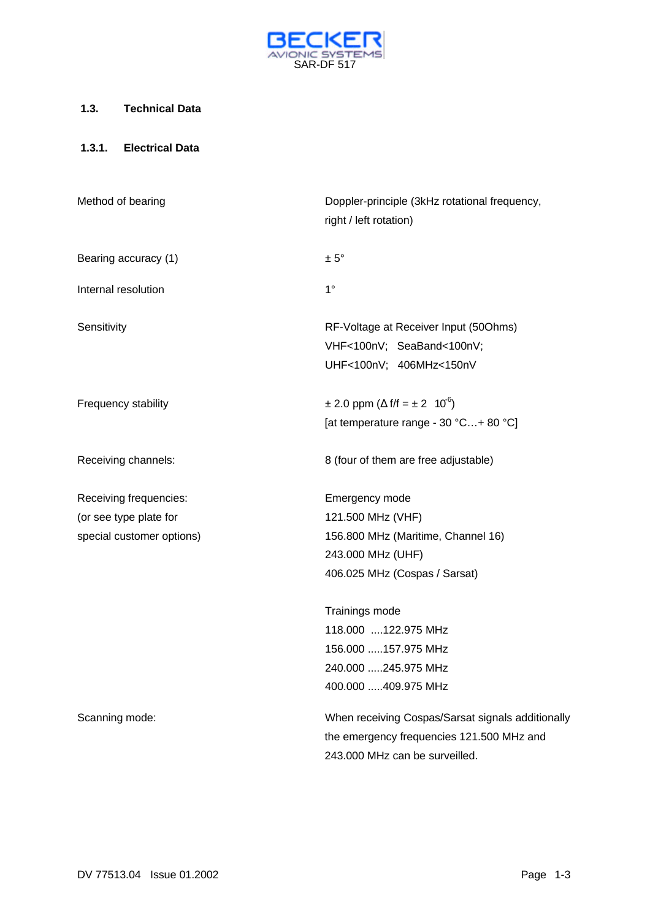## 1.3. Technical Data

### 1.3.1. Electrical Data

| | |
|---|---|
| Method of bearing | Doppler-principle (3kHz rotational frequency, right / left rotation) |
| Bearing accuracy (1) | ± 5° |
| Internal resolution | 1° |
| Sensitivity | RF-Voltage at Receiver Input (50Ohms)<br>VHF<100nV; SeaBand<100nV;<br>UHF<100nV; 406MHz<150nV |
| Frequency stability | ± 2.0 ppm ($\Delta f/f = \pm 2 \; 10^{-6}$)<br>[at temperature range - 30 °C…+ 80 °C] |
| Receiving channels: | 8 (four of them are free adjustable) |
| Receiving frequencies:<br>(or see type plate for special customer options) | Emergency mode<br>121.500 MHz (VHF)<br>156.800 MHz (Maritime, Channel 16)<br>243.000 MHz (UHF)<br>406.025 MHz (Cospas / Sarsat)<br><br>Trainings mode<br>118.000 ....122.975 MHz<br>156.000 .....157.975 MHz<br>240.000 .....245.975 MHz<br>400.000 .....409.975 MHz |
| Scanning mode: | When receiving Cospas/Sarsat signals additionally the emergency frequencies 121.500 MHz and 243.000 MHz can be surveilled. |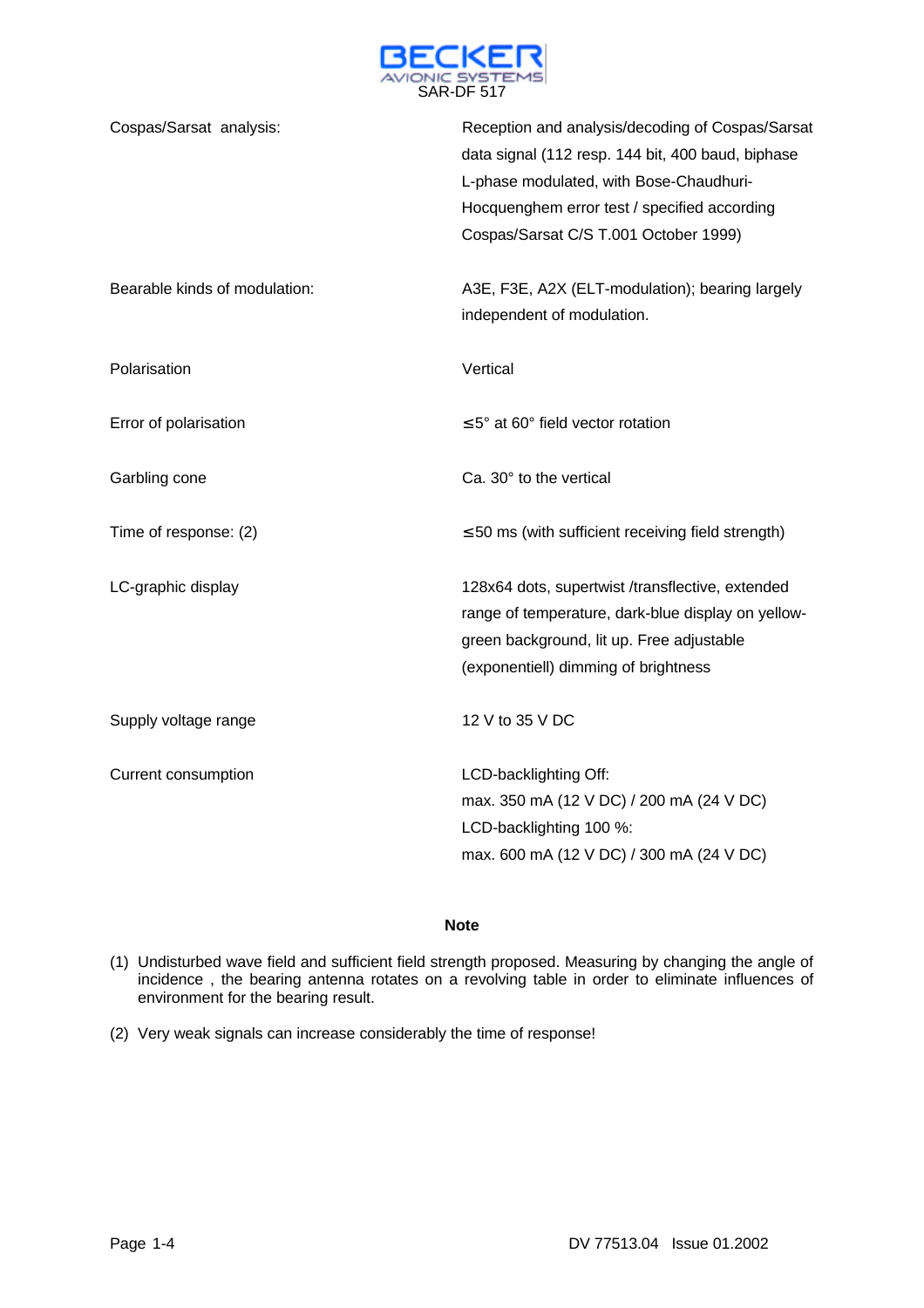| | |
|---|---|
| Cospas/Sarsat analysis: | Reception and analysis/decoding of Cospas/Sarsat data signal (112 resp. 144 bit, 400 baud, biphase L-phase modulated, with Bose-Chaudhuri-Hocquenghem error test / specified according Cospas/Sarsat C/S T.001 October 1999) |
| Bearable kinds of modulation: | A3E, F3E, A2X (ELT-modulation); bearing largely independent of modulation. |
| Polarisation | Vertical |
| Error of polarisation | ≤5° at 60° field vector rotation |
| Garbling cone | Ca. 30° to the vertical |
| Time of response: (2) | ≤50 ms (with sufficient receiving field strength) |
| LC-graphic display | 128x64 dots, supertwist /transflective, extended range of temperature, dark-blue display on yellow-green background, lit up. Free adjustable (exponentiell) dimming of brightness |
| Supply voltage range | 12 V to 35 V DC |
| Current consumption | LCD-backlighting Off:<br>max. 350 mA (12 V DC) / 200 mA (24 V DC)<br>LCD-backlighting 100 %:<br>max. 600 mA (12 V DC) / 300 mA (24 V DC) |

**Note**

(1) Undisturbed wave field and sufficient field strength proposed. Measuring by changing the angle of incidence , the bearing antenna rotates on a revolving table in order to eliminate influences of environment for the bearing result.

(2) Very weak signals can increase considerably the time of response!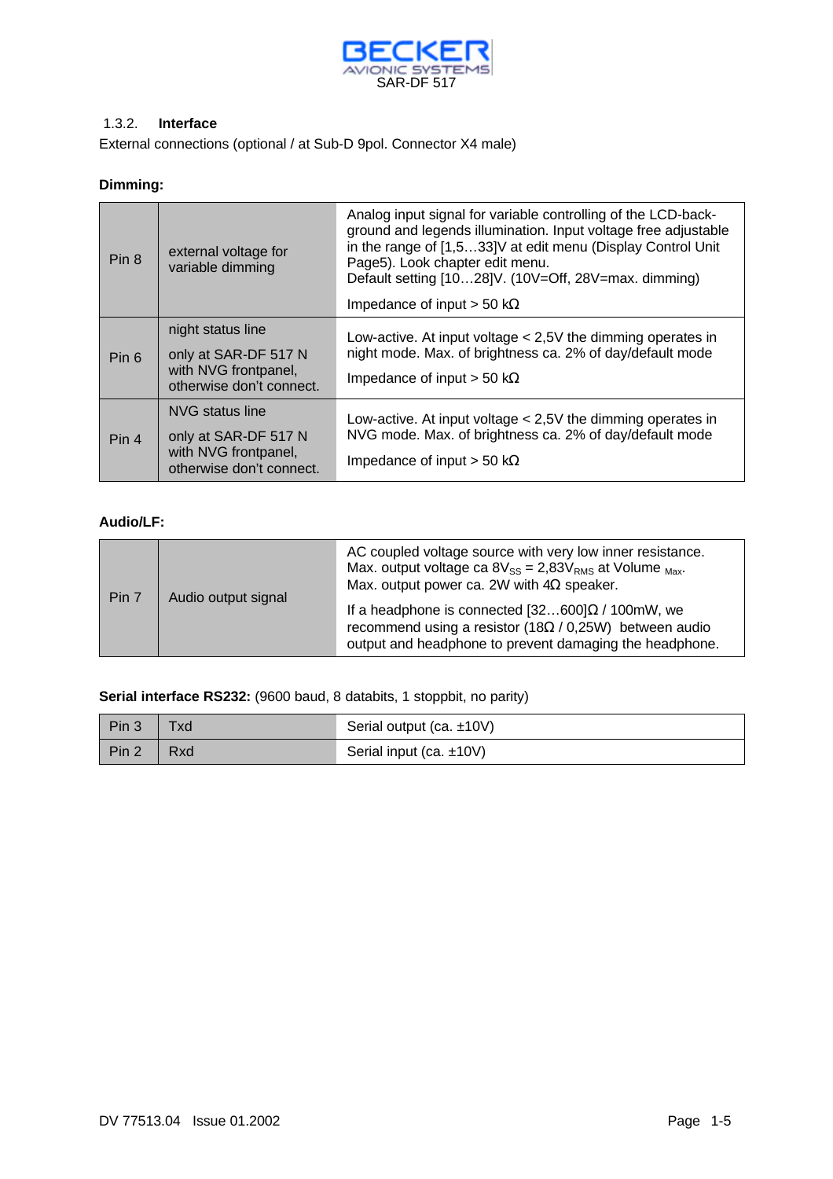### 1.3.2. Interface

External connections (optional / at Sub-D 9pol. Connector X4 male)

**Dimming:**

| | | |
|---|---|---|
| Pin 8 | external voltage for variable dimming | Analog input signal for variable controlling of the LCD-back-ground and legends illumination. Input voltage free adjustable in the range of [1,5…33]V at edit menu (Display Control Unit Page5). Look chapter edit menu.<br>Default setting [10…28]V. (10V=Off, 28V=max. dimming)<br>Impedance of input > 50 kΩ |
| Pin 6 | night status line<br>only at SAR-DF 517 N with NVG frontpanel, otherwise don't connect. | Low-active. At input voltage < 2,5V the dimming operates in night mode. Max. of brightness ca. 2% of day/default mode<br>Impedance of input > 50 kΩ |
| Pin 4 | NVG status line<br>only at SAR-DF 517 N with NVG frontpanel, otherwise don't connect. | Low-active. At input voltage < 2,5V the dimming operates in NVG mode. Max. of brightness ca. 2% of day/default mode<br>Impedance of input > 50 kΩ |

**Audio/LF:**

| | | |
|---|---|---|
| Pin 7 | Audio output signal | AC coupled voltage source with very low inner resistance. Max. output voltage ca $8V_{SS}$ = $2{,}83V_{RMS}$ at Volume $_{Max}$.<br>Max. output power ca. 2W with 4Ω speaker.<br>If a headphone is connected [32…600]Ω / 100mW, we recommend using a resistor (18Ω / 0,25W) between audio output and headphone to prevent damaging the headphone. |

**Serial interface RS232:** (9600 baud, 8 databits, 1 stoppbit, no parity)

| | | |
|---|---|---|
| Pin 3 | Txd | Serial output (ca. ±10V) |
| Pin 2 | Rxd | Serial input (ca. ±10V) |

DV 77513.04 Issue 01.2002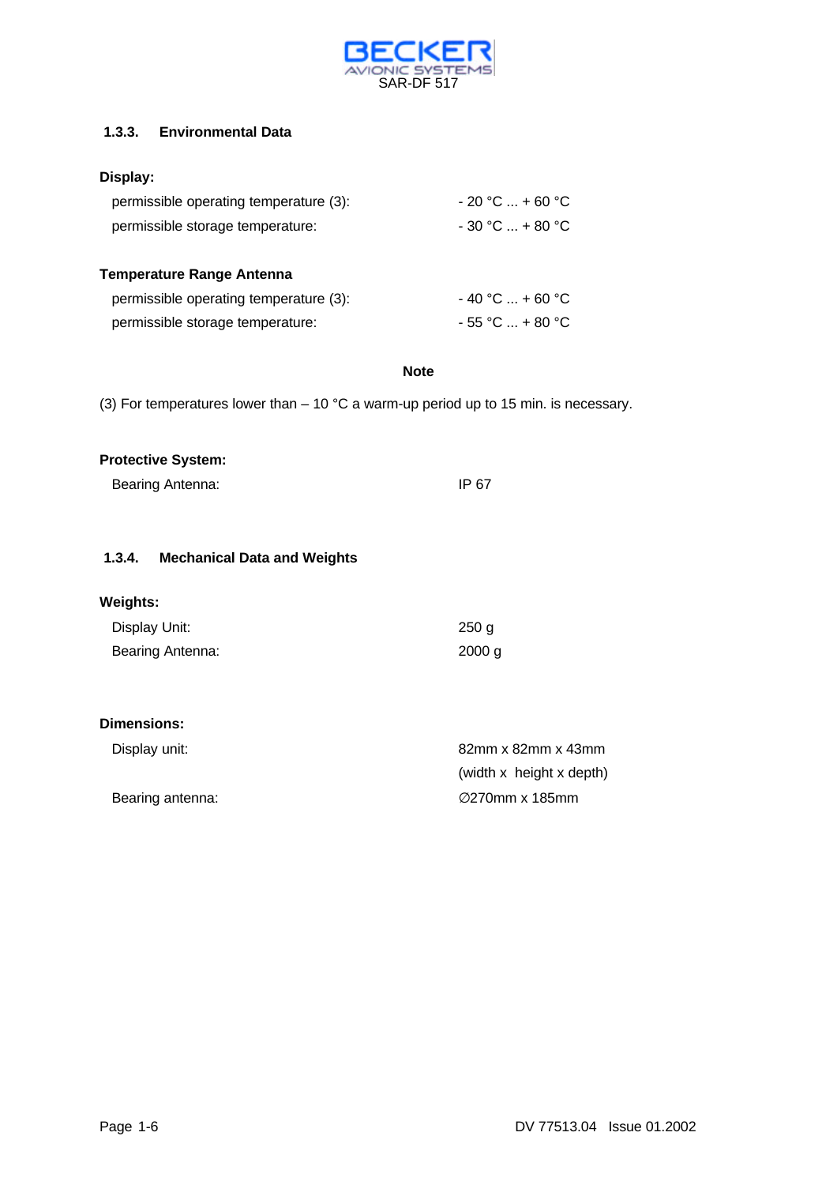### 1.3.3. Environmental Data

**Display:**

| | |
|---|---|
| permissible operating temperature (3): | - 20 °C ... + 60 °C |
| permissible storage temperature: | - 30 °C ... + 80 °C |

**Temperature Range Antenna**

| | |
|---|---|
| permissible operating temperature (3): | - 40 °C ... + 60 °C |
| permissible storage temperature: | - 55 °C ... + 80 °C |

**Note**

(3) For temperatures lower than – 10 °C a warm-up period up to 15 min. is necessary.

**Protective System:**

| | |
|---|---|
| Bearing Antenna: | IP 67 |

### 1.3.4. Mechanical Data and Weights

**Weights:**

| | |
|---|---|
| Display Unit: | 250 g |
| Bearing Antenna: | 2000 g |

**Dimensions:**

| | |
|---|---|
| Display unit: | 82mm x 82mm x 43mm (width x height x depth) |
| Bearing antenna: | ∅270mm x 185mm |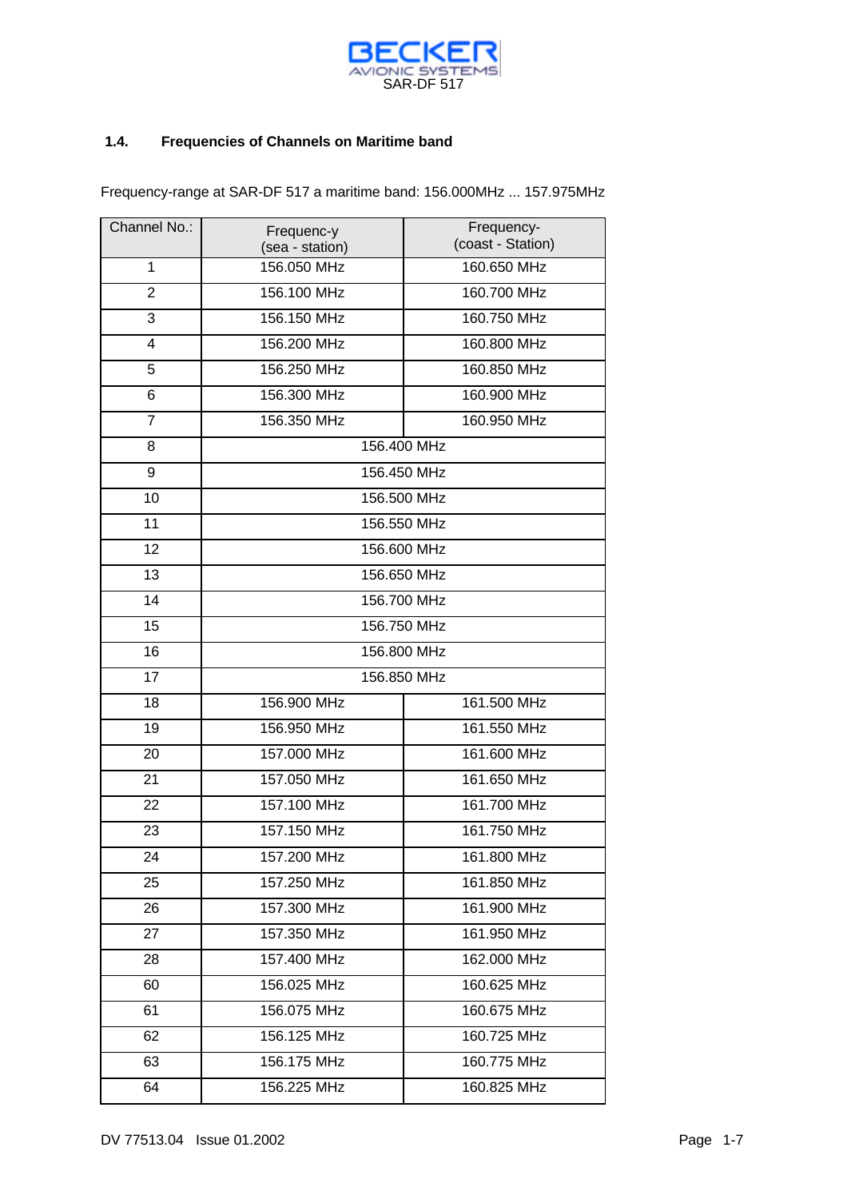### 1.4. Frequencies of Channels on Maritime band

Frequency-range at SAR-DF 517 a maritime band: 156.000MHz ... 157.975MHz

| Channel No.: | Frequenc-y (sea - station) | Frequency- (coast - Station) |
|---|---|---|
| 1 | 156.050 MHz | 160.650 MHz |
| 2 | 156.100 MHz | 160.700 MHz |
| 3 | 156.150 MHz | 160.750 MHz |
| 4 | 156.200 MHz | 160.800 MHz |
| 5 | 156.250 MHz | 160.850 MHz |
| 6 | 156.300 MHz | 160.900 MHz |
| 7 | 156.350 MHz | 160.950 MHz |
| 8 | 156.400 MHz | |
| 9 | 156.450 MHz | |
| 10 | 156.500 MHz | |
| 11 | 156.550 MHz | |
| 12 | 156.600 MHz | |
| 13 | 156.650 MHz | |
| 14 | 156.700 MHz | |
| 15 | 156.750 MHz | |
| 16 | 156.800 MHz | |
| 17 | 156.850 MHz | |
| 18 | 156.900 MHz | 161.500 MHz |
| 19 | 156.950 MHz | 161.550 MHz |
| 20 | 157.000 MHz | 161.600 MHz |
| 21 | 157.050 MHz | 161.650 MHz |
| 22 | 157.100 MHz | 161.700 MHz |
| 23 | 157.150 MHz | 161.750 MHz |
| 24 | 157.200 MHz | 161.800 MHz |
| 25 | 157.250 MHz | 161.850 MHz |
| 26 | 157.300 MHz | 161.900 MHz |
| 27 | 157.350 MHz | 161.950 MHz |
| 28 | 157.400 MHz | 162.000 MHz |
| 60 | 156.025 MHz | 160.625 MHz |
| 61 | 156.075 MHz | 160.675 MHz |
| 62 | 156.125 MHz | 160.725 MHz |
| 63 | 156.175 MHz | 160.775 MHz |
| 64 | 156.225 MHz | 160.825 MHz |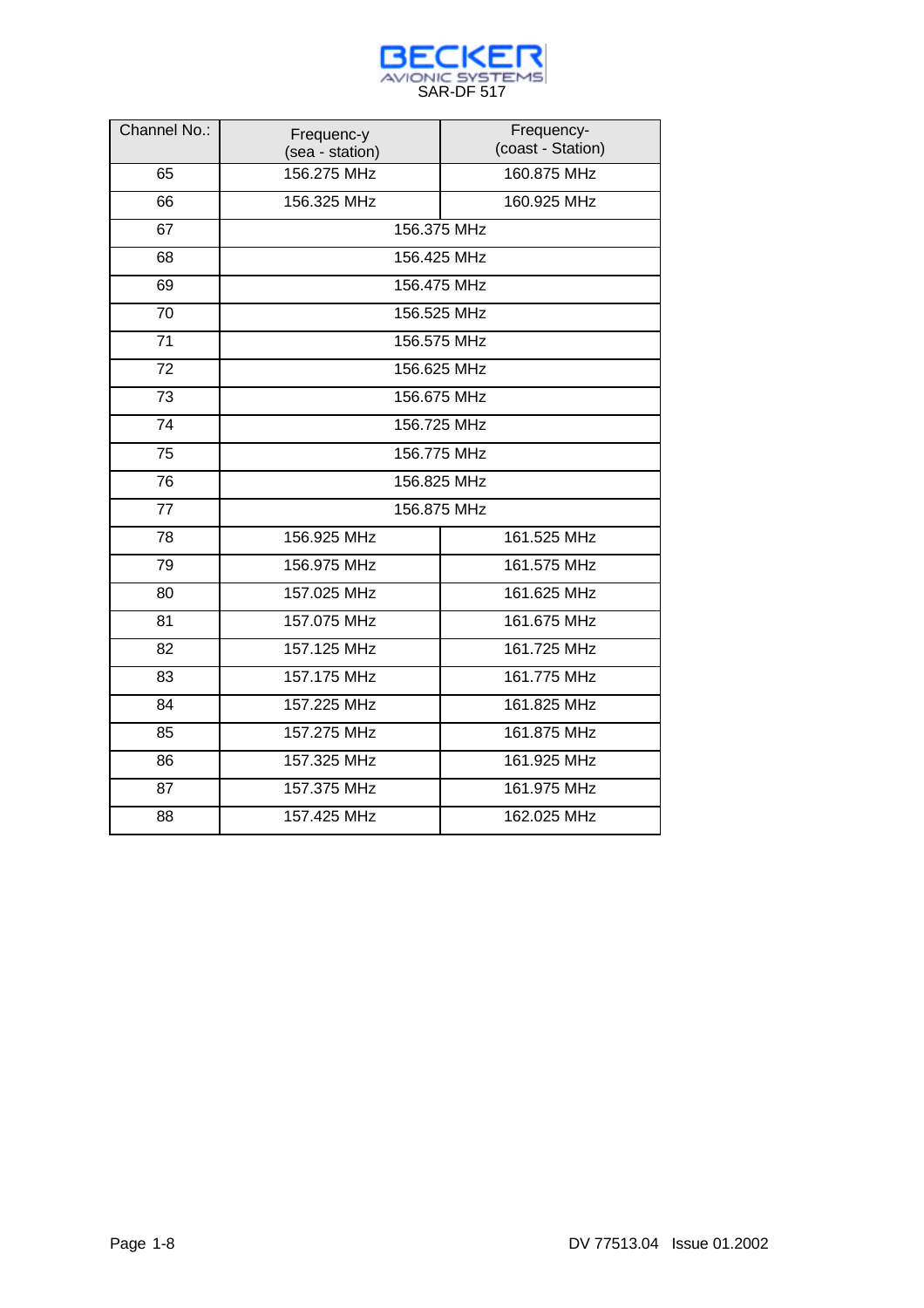| Channel No.: | Frequenc-y (sea - station) | Frequency- (coast - Station) |
|---|---|---|
| 65 | 156.275 MHz | 160.875 MHz |
| 66 | 156.325 MHz | 160.925 MHz |
| 67 | 156.375 MHz | |
| 68 | 156.425 MHz | |
| 69 | 156.475 MHz | |
| 70 | 156.525 MHz | |
| 71 | 156.575 MHz | |
| 72 | 156.625 MHz | |
| 73 | 156.675 MHz | |
| 74 | 156.725 MHz | |
| 75 | 156.775 MHz | |
| 76 | 156.825 MHz | |
| 77 | 156.875 MHz | |
| 78 | 156.925 MHz | 161.525 MHz |
| 79 | 156.975 MHz | 161.575 MHz |
| 80 | 157.025 MHz | 161.625 MHz |
| 81 | 157.075 MHz | 161.675 MHz |
| 82 | 157.125 MHz | 161.725 MHz |
| 83 | 157.175 MHz | 161.775 MHz |
| 84 | 157.225 MHz | 161.825 MHz |
| 85 | 157.275 MHz | 161.875 MHz |
| 86 | 157.325 MHz | 161.925 MHz |
| 87 | 157.375 MHz | 161.975 MHz |
| 88 | 157.425 MHz | 162.025 MHz |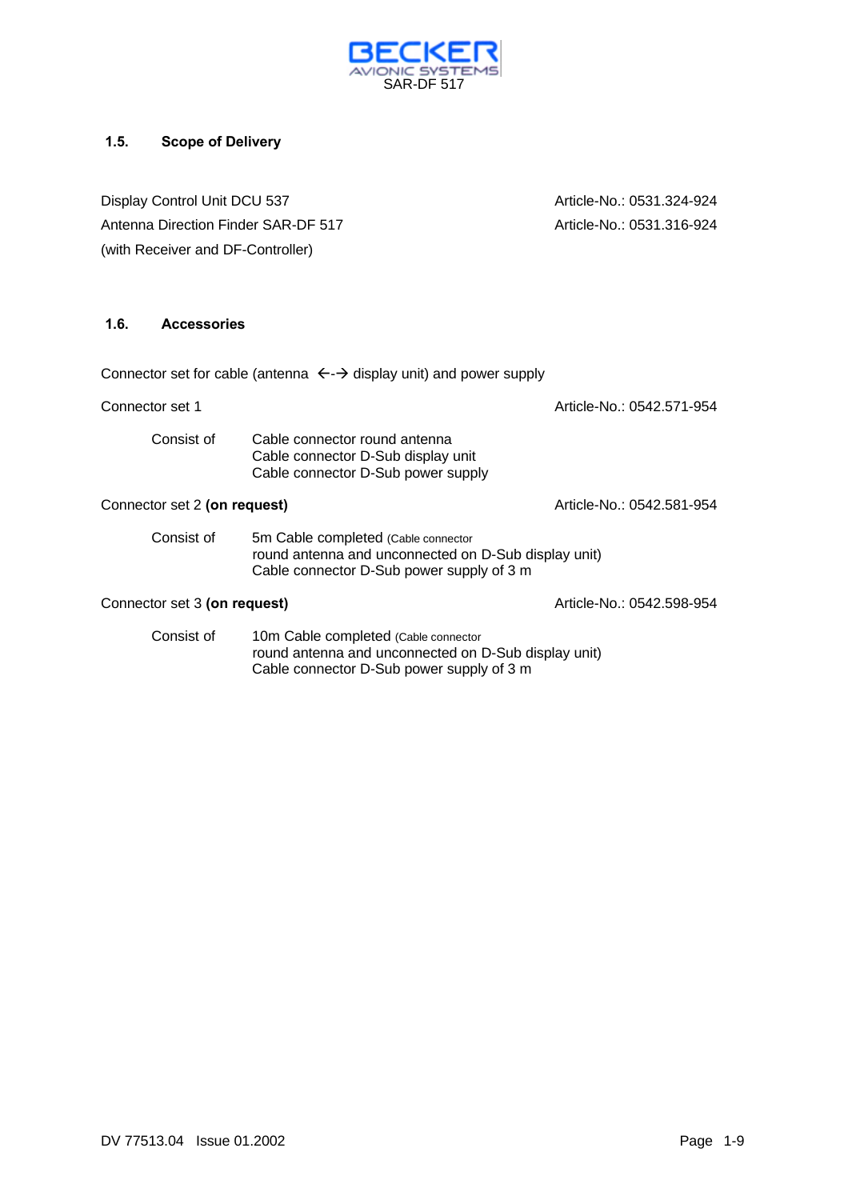## 1.5. Scope of Delivery

| | |
|---|---|
| Display Control Unit DCU 537 | Article-No.: 0531.324-924 |
| Antenna Direction Finder SAR-DF 517 (with Receiver and DF-Controller) | Article-No.: 0531.316-924 |

## 1.6. Accessories

Connector set for cable (antenna ←-→ display unit) and power supply

Connector set 1 — Article-No.: 0542.571-954

Consist of
- Cable connector round antenna
- Cable connector D-Sub display unit
- Cable connector D-Sub power supply

Connector set 2 **(on request)** — Article-No.: 0542.581-954

Consist of
- 5m Cable completed (Cable connector round antenna and unconnected on D-Sub display unit)
- Cable connector D-Sub power supply of 3 m

Connector set 3 **(on request)** — Article-No.: 0542.598-954

Consist of
- 10m Cable completed (Cable connector round antenna and unconnected on D-Sub display unit)
- Cable connector D-Sub power supply of 3 m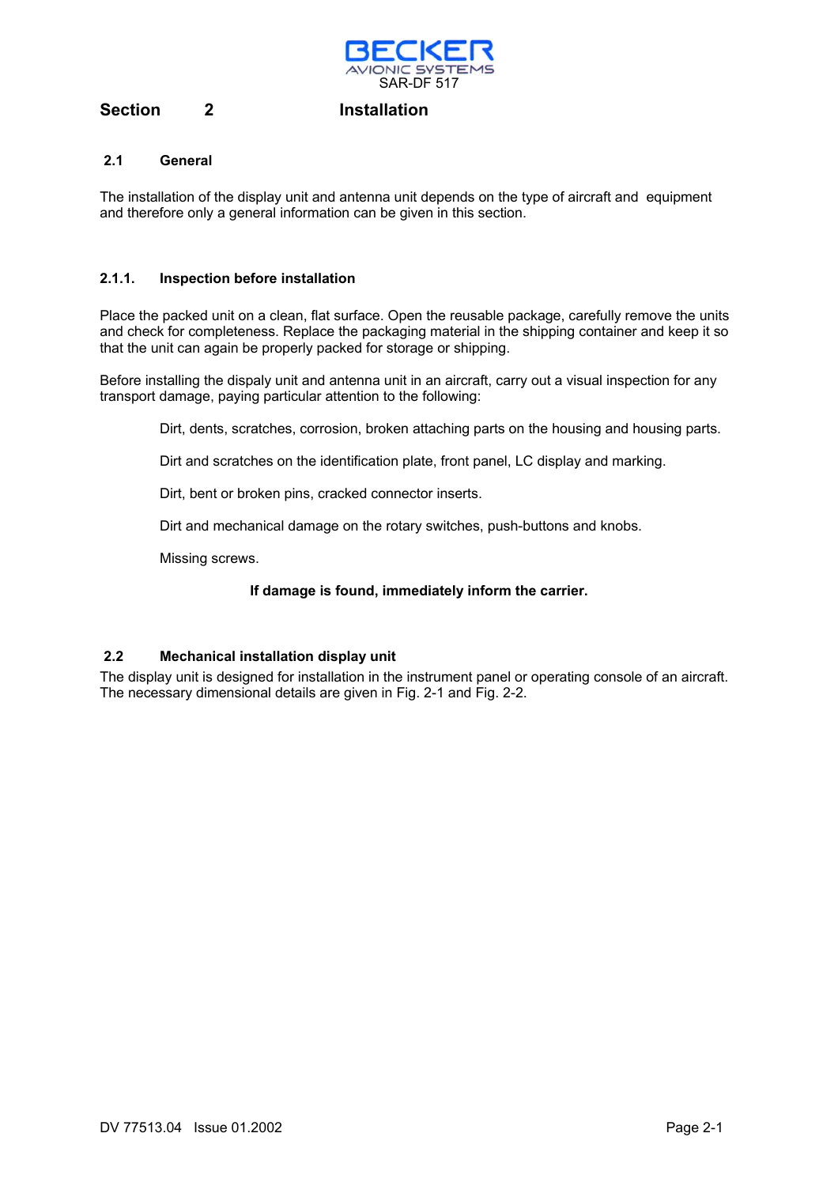# Section 2 Installation

## 2.1 General

The installation of the display unit and antenna unit depends on the type of aircraft and equipment and therefore only a general information can be given in this section.

### 2.1.1. Inspection before installation

Place the packed unit on a clean, flat surface. Open the reusable package, carefully remove the units and check for completeness. Replace the packaging material in the shipping container and keep it so that the unit can again be properly packed for storage or shipping.

Before installing the dispaly unit and antenna unit in an aircraft, carry out a visual inspection for any transport damage, paying particular attention to the following:

Dirt, dents, scratches, corrosion, broken attaching parts on the housing and housing parts.

Dirt and scratches on the identification plate, front panel, LC display and marking.

Dirt, bent or broken pins, cracked connector inserts.

Dirt and mechanical damage on the rotary switches, push-buttons and knobs.

Missing screws.

**If damage is found, immediately inform the carrier.**

## 2.2 Mechanical installation display unit

The display unit is designed for installation in the instrument panel or operating console of an aircraft. The necessary dimensional details are given in Fig. 2-1 and Fig. 2-2.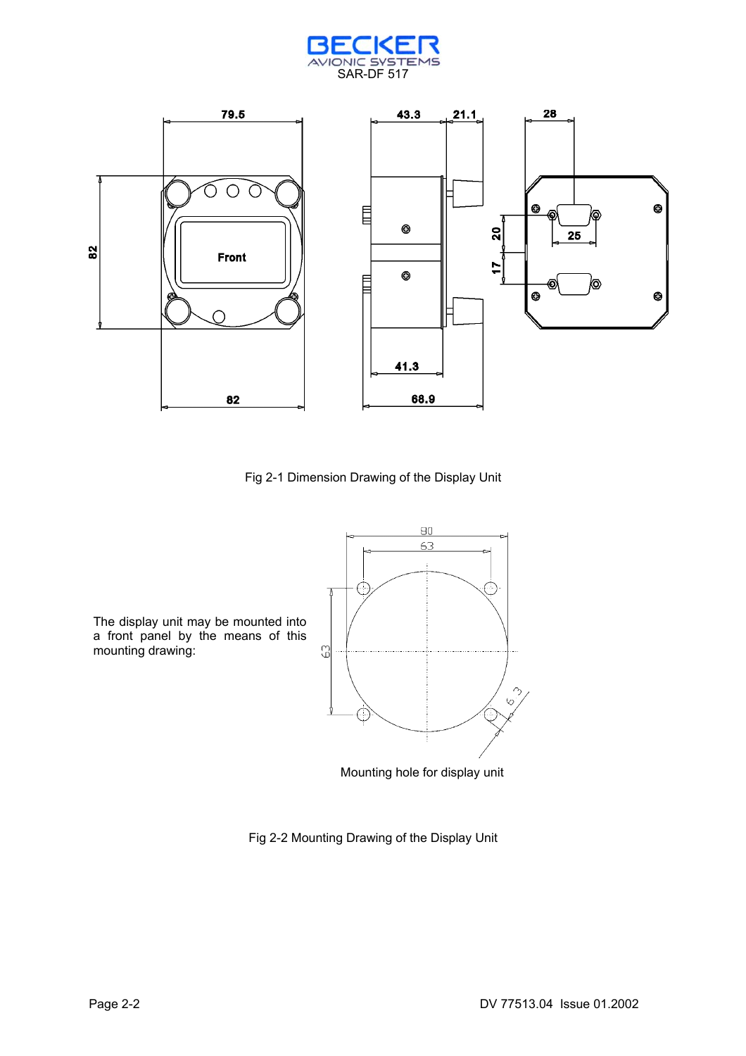Fig 2-1 Dimension Drawing of the Display Unit

The display unit may be mounted into a front panel by the means of this mounting drawing:

Mounting hole for display unit

Fig 2-2 Mounting Drawing of the Display Unit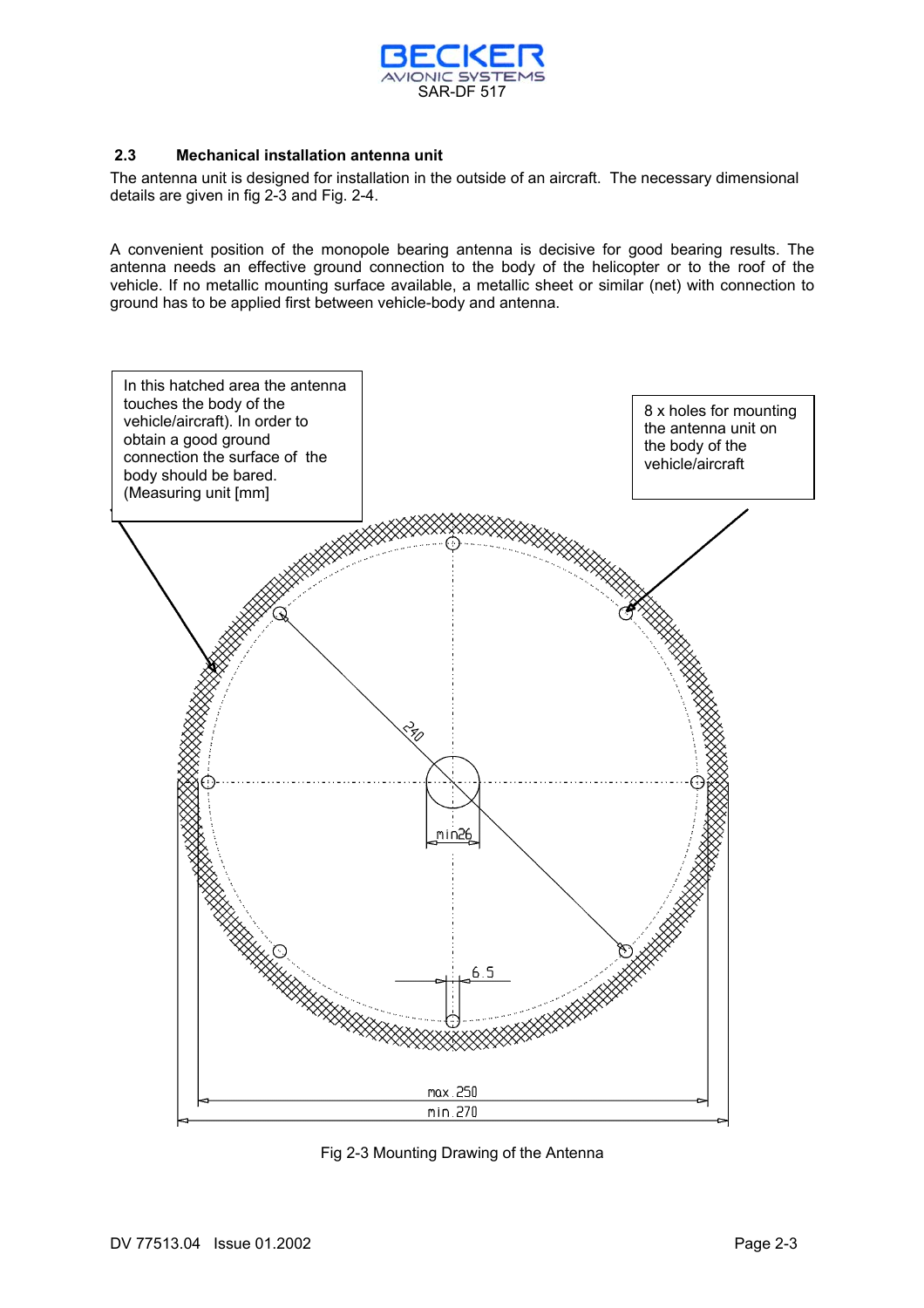## 2.3 Mechanical installation antenna unit

The antenna unit is designed for installation in the outside of an aircraft. The necessary dimensional details are given in fig 2-3 and Fig. 2-4.

A convenient position of the monopole bearing antenna is decisive for good bearing results. The antenna needs an effective ground connection to the body of the helicopter or to the roof of the vehicle. If no metallic mounting surface available, a metallic sheet or similar (net) with connection to ground has to be applied first between vehicle-body and antenna.

In this hatched area the antenna touches the body of the vehicle/aircraft). In order to obtain a good ground connection the surface of the body should be bared. (Measuring unit [mm])

8 x holes for mounting the antenna unit on the body of the vehicle/aircraft

240

min26

6.5

max.250

min.270

Fig 2-3 Mounting Drawing of the Antenna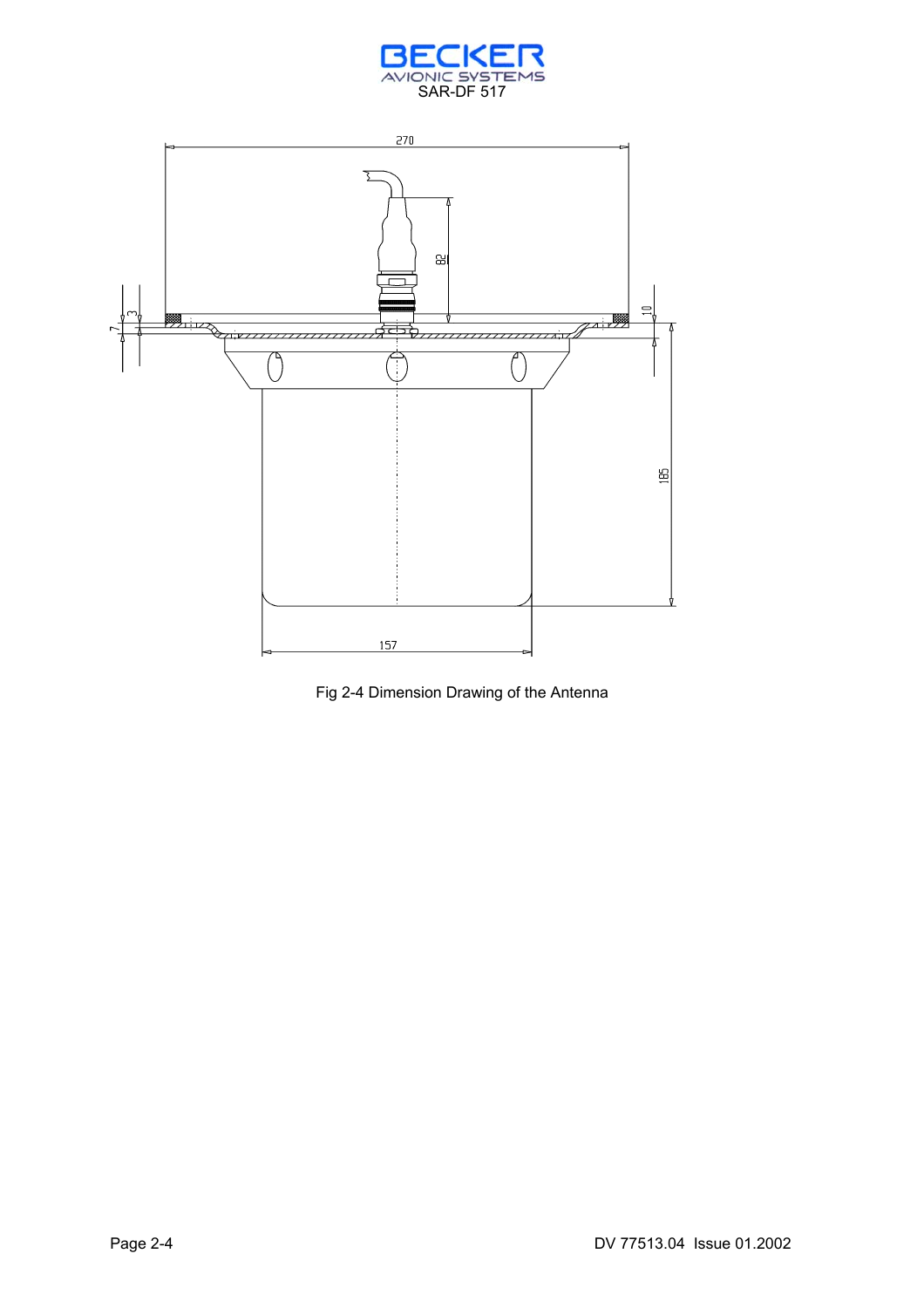Fig 2-4 Dimension Drawing of the Antenna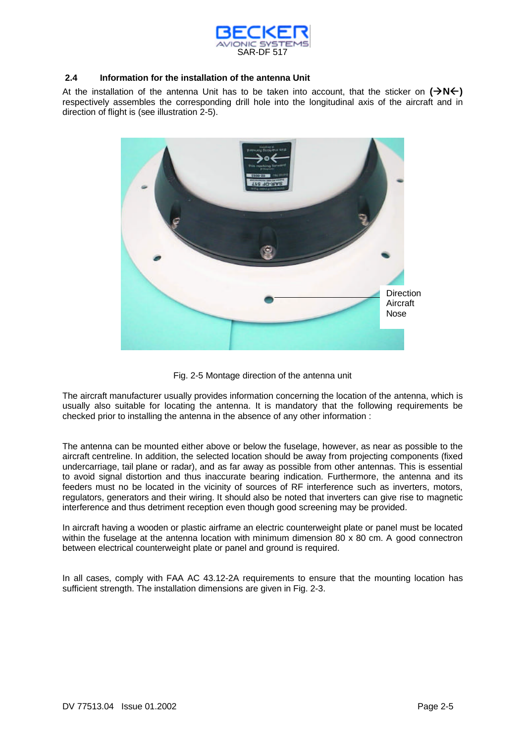## 2.4 Information for the installation of the antenna Unit

At the installation of the antenna Unit has to be taken into account, that the sticker on **(→N←)** respectively assembles the corresponding drill hole into the longitudinal axis of the aircraft and in direction of flight is (see illustration 2-5).

Direction Aircraft Nose

Fig. 2-5 Montage direction of the antenna unit

The aircraft manufacturer usually provides information concerning the location of the antenna, which is usually also suitable for locating the antenna. It is mandatory that the following requirements be checked prior to installing the antenna in the absence of any other information :

The antenna can be mounted either above or below the fuselage, however, as near as possible to the aircraft centreline. In addition, the selected location should be away from projecting components (fixed undercarriage, tail plane or radar), and as far away as possible from other antennas. This is essential to avoid signal distortion and thus inaccurate bearing indication. Furthermore, the antenna and its feeders must no be located in the vicinity of sources of RF interference such as inverters, motors, regulators, generators and their wiring. It should also be noted that inverters can give rise to magnetic interference and thus detriment reception even though good screening may be provided.

In aircraft having a wooden or plastic airframe an electric counterweight plate or panel must be located within the fuselage at the antenna location with minimum dimension 80 x 80 cm. A good connectron between electrical counterweight plate or panel and ground is required.

In all cases, comply with FAA AC 43.12-2A requirements to ensure that the mounting location has sufficient strength. The installation dimensions are given in Fig. 2-3.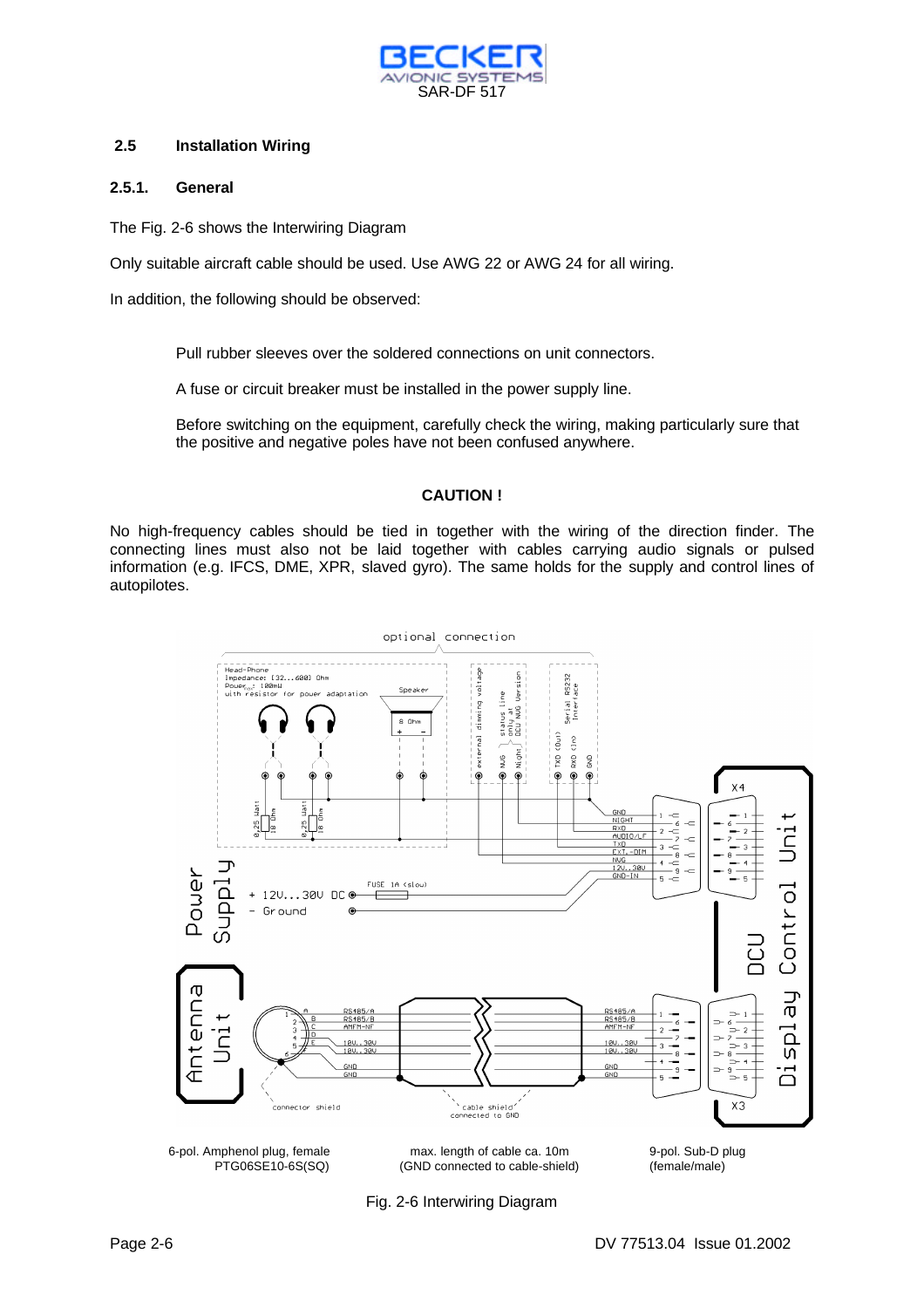## 2.5 Installation Wiring

### 2.5.1. General

The Fig. 2-6 shows the Interwiring Diagram

Only suitable aircraft cable should be used. Use AWG 22 or AWG 24 for all wiring.

In addition, the following should be observed:

Pull rubber sleeves over the soldered connections on unit connectors.

A fuse or circuit breaker must be installed in the power supply line.

Before switching on the equipment, carefully check the wiring, making particularly sure that the positive and negative poles have not been confused anywhere.

**CAUTION !**

No high-frequency cables should be tied in together with the wiring of the direction finder. The connecting lines must also not be laid together with cables carrying audio signals or pulsed information (e.g. IFCS, DME, XPR, slaved gyro). The same holds for the supply and control lines of autopilotes.

6-pol. Amphenol plug, female PTG06SE10-6S(SQ)

max. length of cable ca. 10m (GND connected to cable-shield)

9-pol. Sub-D plug (female/male)

Fig. 2-6 Interwiring Diagram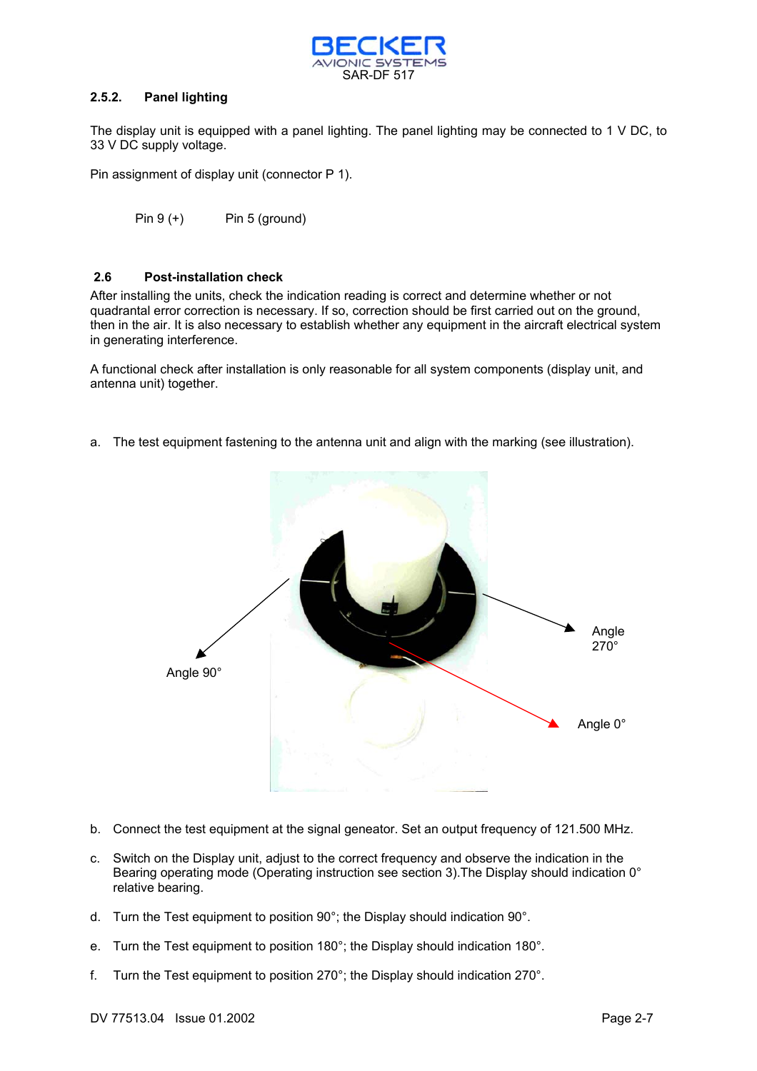### 2.5.2. Panel lighting

The display unit is equipped with a panel lighting. The panel lighting may be connected to 1 V DC, to 33 V DC supply voltage.

Pin assignment of display unit (connector P 1).

Pin 9 (+)   Pin 5 (ground)

## 2.6 Post-installation check

After installing the units, check the indication reading is correct and determine whether or not quadrantal error correction is necessary. If so, correction should be first carried out on the ground, then in the air. It is also necessary to establish whether any equipment in the aircraft electrical system in generating interference.

A functional check after installation is only reasonable for all system components (display unit, and antenna unit) together.

a. The test equipment fastening to the antenna unit and align with the marking (see illustration).

Angle 90°

Angle 270°

Angle 0°

b. Connect the test equipment at the signal geneator. Set an output frequency of 121.500 MHz.

c. Switch on the Display unit, adjust to the correct frequency and observe the indication in the Bearing operating mode (Operating instruction see section 3).The Display should indication 0° relative bearing.

d. Turn the Test equipment to position 90°; the Display should indication 90°.

e. Turn the Test equipment to position 180°; the Display should indication 180°.

f. Turn the Test equipment to position 270°; the Display should indication 270°.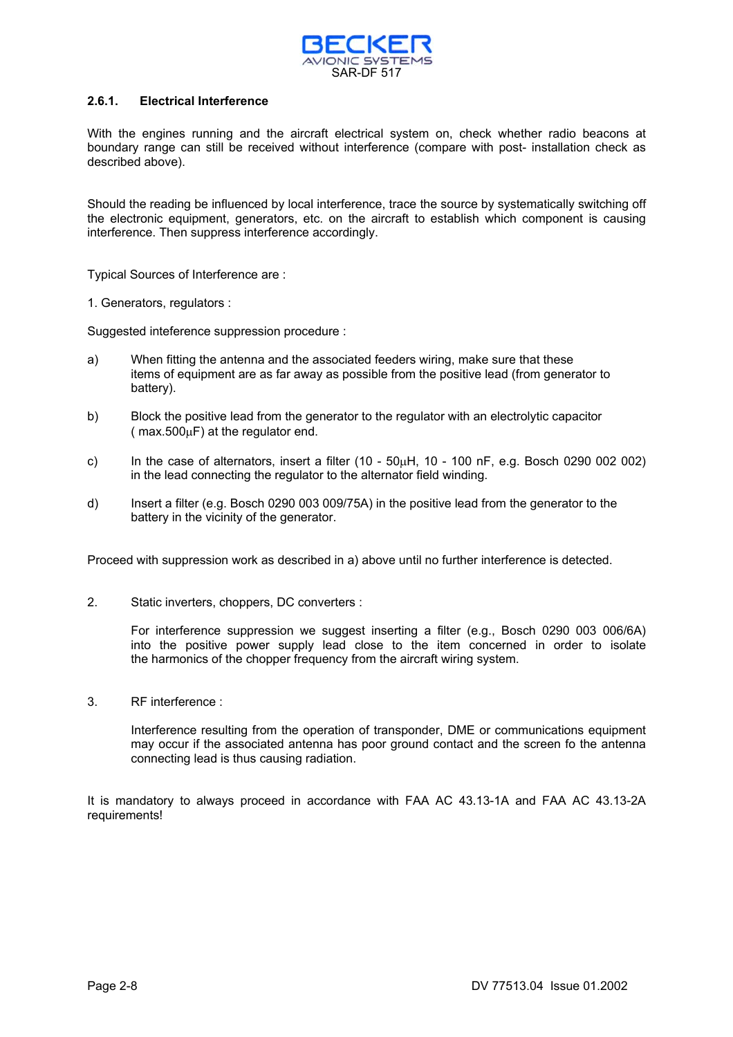### 2.6.1. Electrical Interference

With the engines running and the aircraft electrical system on, check whether radio beacons at boundary range can still be received without interference (compare with post- installation check as described above).

Should the reading be influenced by local interference, trace the source by systematically switching off the electronic equipment, generators, etc. on the aircraft to establish which component is causing interference. Then suppress interference accordingly.

Typical Sources of Interference are :

1. Generators, regulators :

Suggested inteference suppression procedure :

a) When fitting the antenna and the associated feeders wiring, make sure that these items of equipment are as far away as possible from the positive lead (from generator to battery).

b) Block the positive lead from the generator to the regulator with an electrolytic capacitor ( max.500µF) at the regulator end.

c) In the case of alternators, insert a filter (10 - 50µH, 10 - 100 nF, e.g. Bosch 0290 002 002) in the lead connecting the regulator to the alternator field winding.

d) Insert a filter (e.g. Bosch 0290 003 009/75A) in the positive lead from the generator to the battery in the vicinity of the generator.

Proceed with suppression work as described in a) above until no further interference is detected.

2. Static inverters, choppers, DC converters :

   For interference suppression we suggest inserting a filter (e.g., Bosch 0290 003 006/6A) into the positive power supply lead close to the item concerned in order to isolate the harmonics of the chopper frequency from the aircraft wiring system.

3. RF interference :

   Interference resulting from the operation of transponder, DME or communications equipment may occur if the associated antenna has poor ground contact and the screen fo the antenna connecting lead is thus causing radiation.

It is mandatory to always proceed in accordance with FAA AC 43.13-1A and FAA AC 43.13-2A requirements!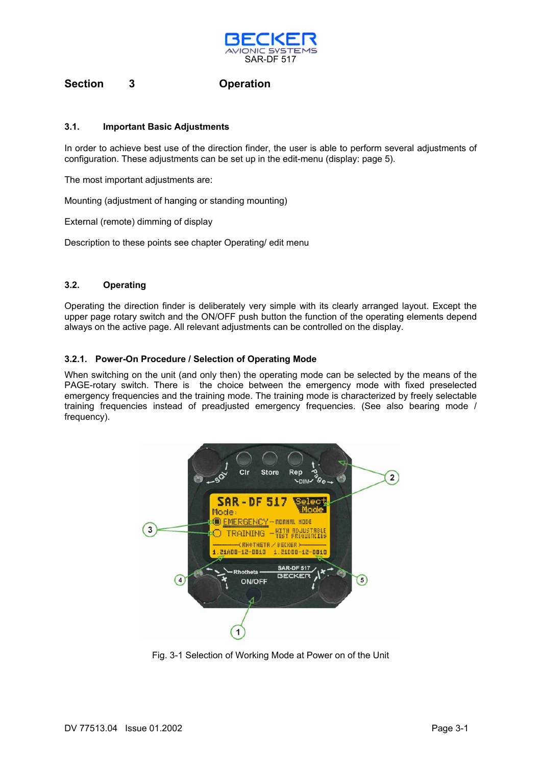# Section 3 Operation

## 3.1. Important Basic Adjustments

In order to achieve best use of the direction finder, the user is able to perform several adjustments of configuration. These adjustments can be set up in the edit-menu (display: page 5).

The most important adjustments are:

Mounting (adjustment of hanging or standing mounting)

External (remote) dimming of display

Description to these points see chapter Operating/ edit menu

## 3.2. Operating

Operating the direction finder is deliberately very simple with its clearly arranged layout. Except the upper page rotary switch and the ON/OFF push button the function of the operating elements depend always on the active page. All relevant adjustments can be controlled on the display.

### 3.2.1. Power-On Procedure / Selection of Operating Mode

When switching on the unit (and only then) the operating mode can be selected by the means of the PAGE-rotary switch. There is the choice between the emergency mode with fixed preselected emergency frequencies and the training mode. The training mode is characterized by freely selectable training frequencies instead of preadjusted emergency frequencies. (See also bearing mode / frequency).

Fig. 3-1 Selection of Working Mode at Power on of the Unit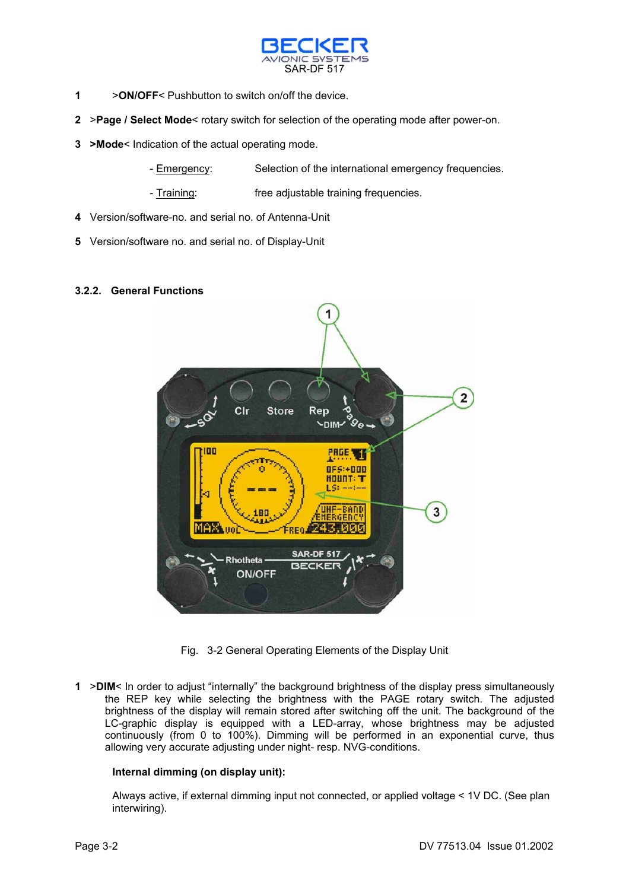1 >**ON/OFF**< Pushbutton to switch on/off the device.

2 >**Page / Select Mode**< rotary switch for selection of the operating mode after power-on.

3 **>Mode**< Indication of the actual operating mode.

- Emergency: Selection of the international emergency frequencies.
- Training: free adjustable training frequencies.

4 Version/software-no. and serial no. of Antenna-Unit

5 Version/software no. and serial no. of Display-Unit

### 3.2.2. General Functions

Fig. 3-2 General Operating Elements of the Display Unit

1 >**DIM**< In order to adjust "internally" the background brightness of the display press simultaneously the REP key while selecting the brightness with the PAGE rotary switch. The adjusted brightness of the display will remain stored after switching off the unit. The background of the LC-graphic display is equipped with a LED-array, whose brightness may be adjusted continuously (from 0 to 100%). Dimming will be performed in an exponential curve, thus allowing very accurate adjusting under night- resp. NVG-conditions.

**Internal dimming (on display unit):**

Always active, if external dimming input not connected, or applied voltage < 1V DC. (See plan interwiring).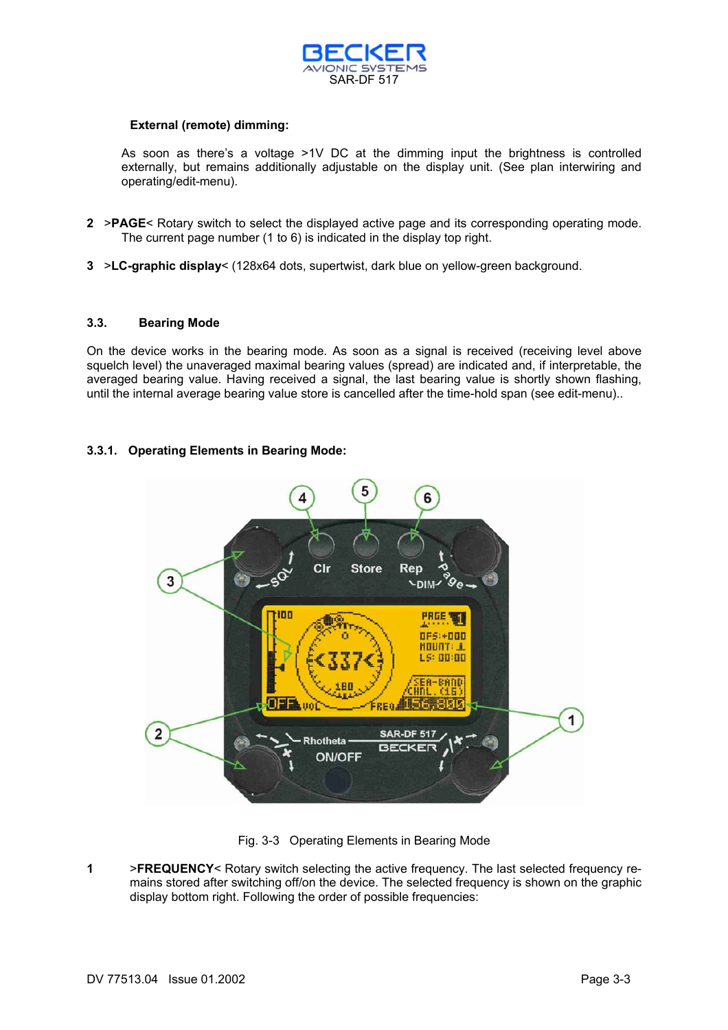**External (remote) dimming:**

As soon as there's a voltage >1V DC at the dimming input the brightness is controlled externally, but remains additionally adjustable on the display unit. (See plan interwiring and operating/edit-menu).

**2** >**PAGE**< Rotary switch to select the displayed active page and its corresponding operating mode. The current page number (1 to 6) is indicated in the display top right.

**3** >**LC-graphic display**< (128x64 dots, supertwist, dark blue on yellow-green background.

### 3.3. Bearing Mode

On the device works in the bearing mode. As soon as a signal is received (receiving level above squelch level) the unaveraged maximal bearing values (spread) are indicated and, if interpretable, the averaged bearing value. Having received a signal, the last bearing value is shortly shown flashing, until the internal average bearing value store is cancelled after the time-hold span (see edit-menu)..

#### 3.3.1. Operating Elements in Bearing Mode:

Fig. 3-3 Operating Elements in Bearing Mode

**1** >**FREQUENCY**< Rotary switch selecting the active frequency. The last selected frequency remains stored after switching off/on the device. The selected frequency is shown on the graphic display bottom right. Following the order of possible frequencies: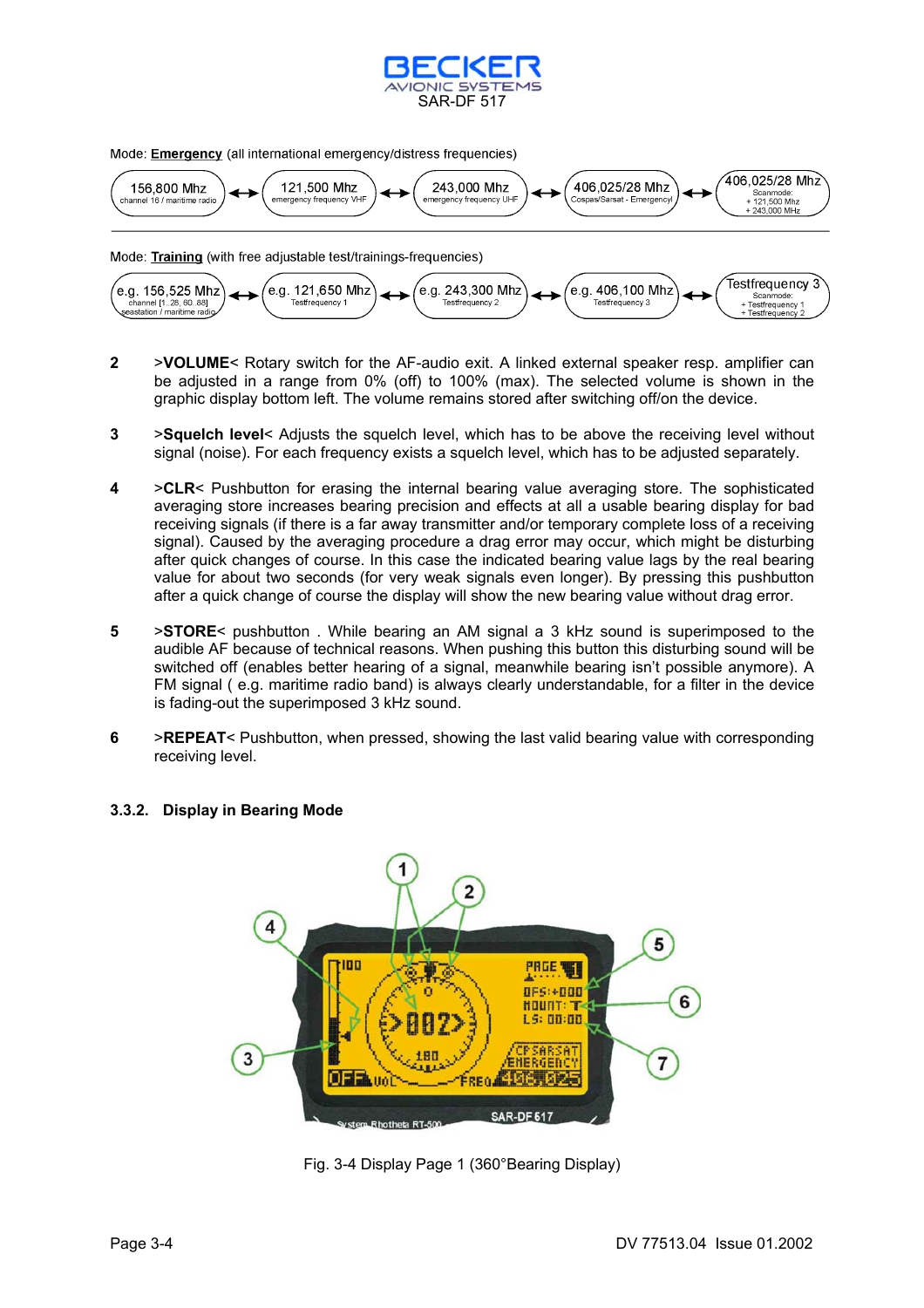Mode: **Emergency** (all international emergency/distress frequencies)

156,800 Mhz (channel 16 / maritime radio) ↔ 121,500 Mhz (emergency frequency VHF) ↔ 243,000 Mhz (emergency frequency UHF) ↔ 406,025/28 Mhz (Cospas/Sarsat - Emergency) ↔ 406,025/28 Mhz (Scanmode: + 121,500 Mhz + 243,000 MHz)

Mode: **Training** (with free adjustable test/trainings-frequencies)

e.g. 156,525 Mhz (channel [1..28, 60..88] seastation / maritime radio) ↔ e.g. 121,650 Mhz (Testfrequency 1) ↔ e.g. 243,300 Mhz (Testfrequency 2) ↔ e.g. 406,100 Mhz (Testfrequency 3) ↔ Testfrequency 3 (Scanmode: + Testfrequency 1 + Testfrequency 2)

**2** >**VOLUME**< Rotary switch for the AF-audio exit. A linked external speaker resp. amplifier can be adjusted in a range from 0% (off) to 100% (max). The selected volume is shown in the graphic display bottom left. The volume remains stored after switching off/on the device.

**3** >**Squelch level**< Adjusts the squelch level, which has to be above the receiving level without signal (noise). For each frequency exists a squelch level, which has to be adjusted separately.

**4** >**CLR**< Pushbutton for erasing the internal bearing value averaging store. The sophisticated averaging store increases bearing precision and effects at all a usable bearing display for bad receiving signals (if there is a far away transmitter and/or temporary complete loss of a receiving signal). Caused by the averaging procedure a drag error may occur, which might be disturbing after quick changes of course. In this case the indicated bearing value lags by the real bearing value for about two seconds (for very weak signals even longer). By pressing this pushbutton after a quick change of course the display will show the new bearing value without drag error.

**5** >**STORE**< pushbutton . While bearing an AM signal a 3 kHz sound is superimposed to the audible AF because of technical reasons. When pushing this button this disturbing sound will be switched off (enables better hearing of a signal, meanwhile bearing isn't possible anymore). A FM signal ( e.g. maritime radio band) is always clearly understandable, for a filter in the device is fading-out the superimposed 3 kHz sound.

**6** >**REPEAT**< Pushbutton, when pressed, showing the last valid bearing value with corresponding receiving level.

### 3.3.2. Display in Bearing Mode

Fig. 3-4 Display Page 1 (360°Bearing Display)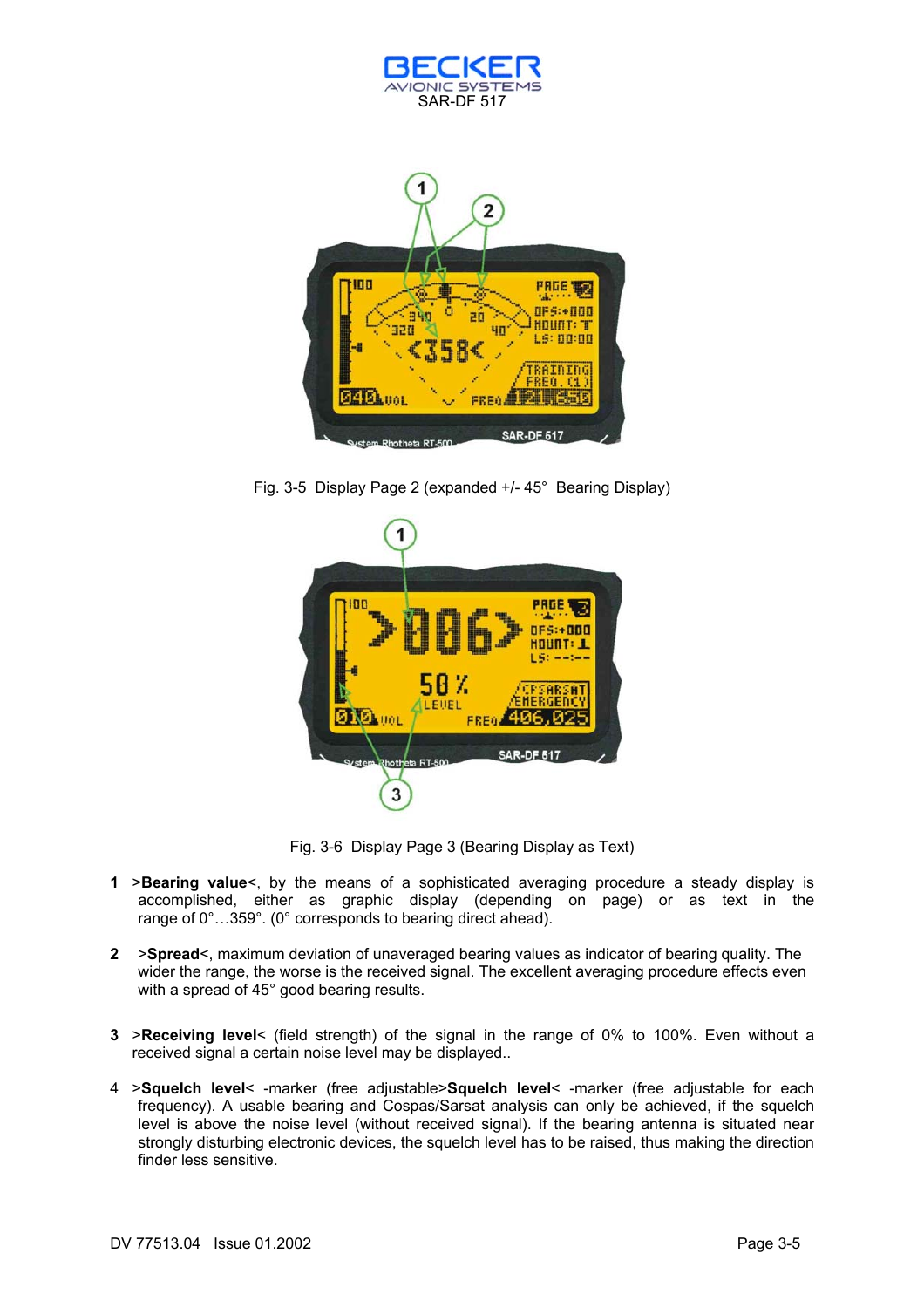Fig. 3-5 Display Page 2 (expanded +/- 45° Bearing Display)

Fig. 3-6 Display Page 3 (Bearing Display as Text)

1 >**Bearing value**<, by the means of a sophisticated averaging procedure a steady display is accomplished, either as graphic display (depending on page) or as text in the range of 0°…359°. (0° corresponds to bearing direct ahead).

2 >**Spread**<, maximum deviation of unaveraged bearing values as indicator of bearing quality. The wider the range, the worse is the received signal. The excellent averaging procedure effects even with a spread of 45° good bearing results.

3 >**Receiving level**< (field strength) of the signal in the range of 0% to 100%. Even without a received signal a certain noise level may be displayed..

4 >**Squelch level**< -marker (free adjustable>**Squelch level**< -marker (free adjustable for each frequency). A usable bearing and Cospas/Sarsat analysis can only be achieved, if the squelch level is above the noise level (without received signal). If the bearing antenna is situated near strongly disturbing electronic devices, the squelch level has to be raised, thus making the direction finder less sensitive.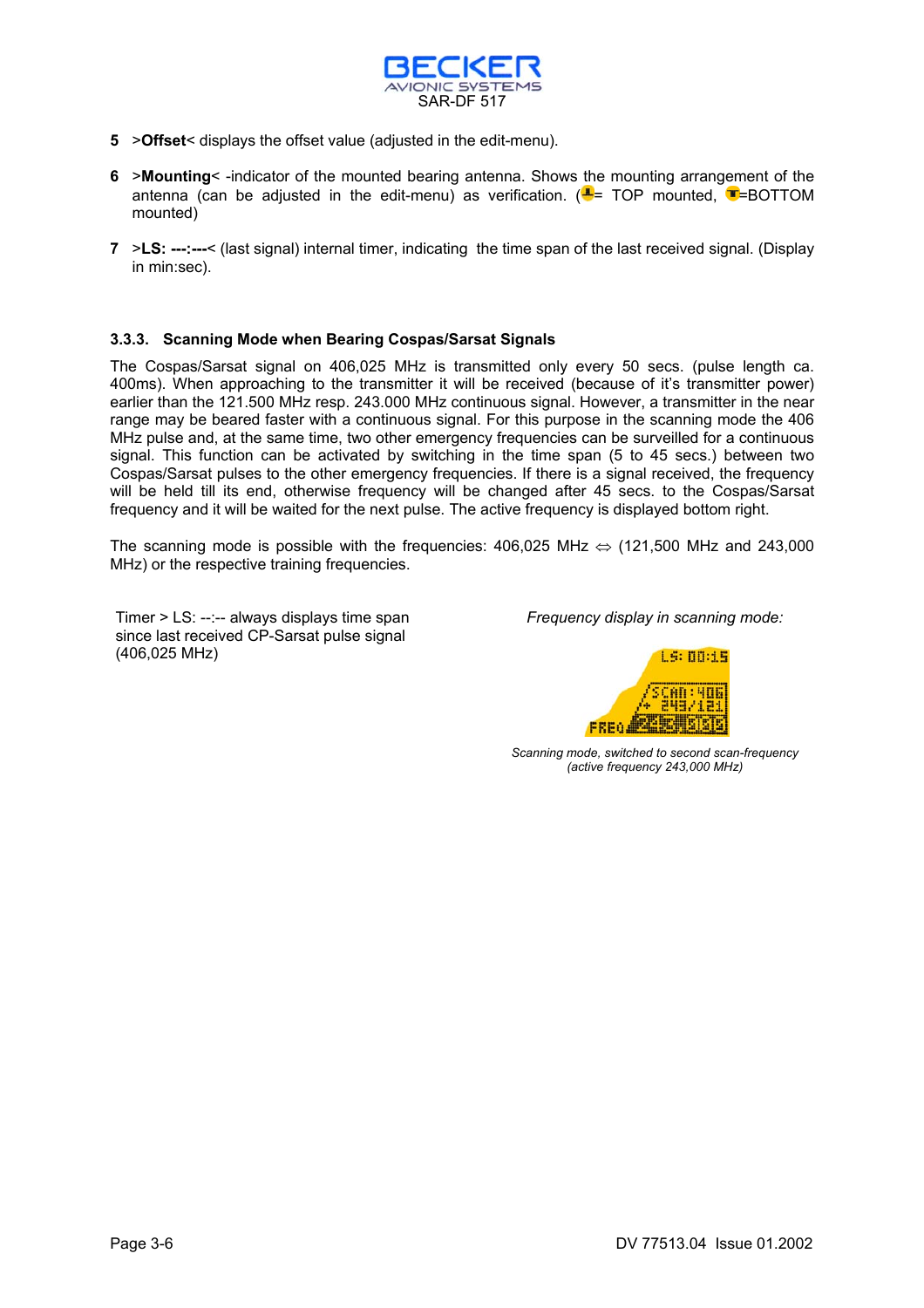5 >**Offset**< displays the offset value (adjusted in the edit-menu).

6 >**Mounting**< -indicator of the mounted bearing antenna. Shows the mounting arrangement of the antenna (can be adjusted in the edit-menu) as verification. (= TOP mounted, =BOTTOM mounted)

7 >**LS: ---:---**< (last signal) internal timer, indicating the time span of the last received signal. (Display in min:sec).

### 3.3.3. Scanning Mode when Bearing Cospas/Sarsat Signals

The Cospas/Sarsat signal on 406,025 MHz is transmitted only every 50 secs. (pulse length ca. 400ms). When approaching to the transmitter it will be received (because of it's transmitter power) earlier than the 121.500 MHz resp. 243.000 MHz continuous signal. However, a transmitter in the near range may be beared faster with a continuous signal. For this purpose in the scanning mode the 406 MHz pulse and, at the same time, two other emergency frequencies can be surveilled for a continuous signal. This function can be activated by switching in the time span (5 to 45 secs.) between two Cospas/Sarsat pulses to the other emergency frequencies. If there is a signal received, the frequency will be held till its end, otherwise frequency will be changed after 45 secs. to the Cospas/Sarsat frequency and it will be waited for the next pulse. The active frequency is displayed bottom right.

The scanning mode is possible with the frequencies: 406,025 MHz ⇔ (121,500 MHz and 243,000 MHz) or the respective training frequencies.

Timer > LS: --:-- always displays time span since last received CP-Sarsat pulse signal (406,025 MHz)

*Frequency display in scanning mode:*

*Scanning mode, switched to second scan-frequency (active frequency 243,000 MHz)*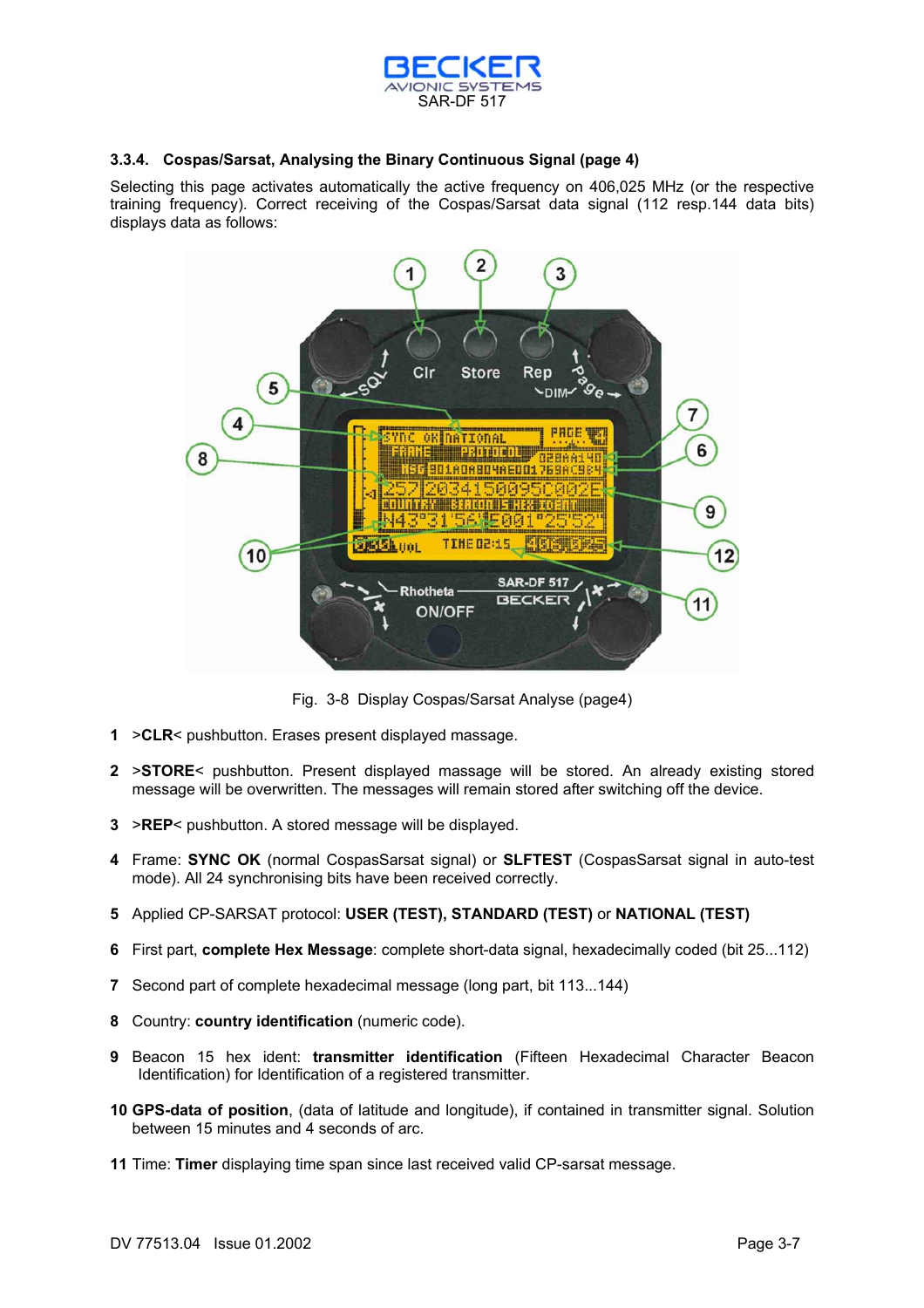### 3.3.4. Cospas/Sarsat, Analysing the Binary Continuous Signal (page 4)

Selecting this page activates automatically the active frequency on 406,025 MHz (or the respective training frequency). Correct receiving of the Cospas/Sarsat data signal (112 resp.144 data bits) displays data as follows:

Fig. 3-8 Display Cospas/Sarsat Analyse (page4)

**1** >**CLR**< pushbutton. Erases present displayed massage.

**2** >**STORE**< pushbutton. Present displayed massage will be stored. An already existing stored message will be overwritten. The messages will remain stored after switching off the device.

**3** >**REP**< pushbutton. A stored message will be displayed.

**4** Frame: **SYNC OK** (normal CospasSarsat signal) or **SLFTEST** (CospasSarsat signal in auto-test mode). All 24 synchronising bits have been received correctly.

**5** Applied CP-SARSAT protocol: **USER (TEST), STANDARD (TEST)** or **NATIONAL (TEST)**

**6** First part, **complete Hex Message**: complete short-data signal, hexadecimally coded (bit 25...112)

**7** Second part of complete hexadecimal message (long part, bit 113...144)

**8** Country: **country identification** (numeric code).

**9** Beacon 15 hex ident: **transmitter identification** (Fifteen Hexadecimal Character Beacon Identification) for Identification of a registered transmitter.

**10 GPS-data of position**, (data of latitude and longitude), if contained in transmitter signal. Solution between 15 minutes and 4 seconds of arc.

**11** Time: **Timer** displaying time span since last received valid CP-sarsat message.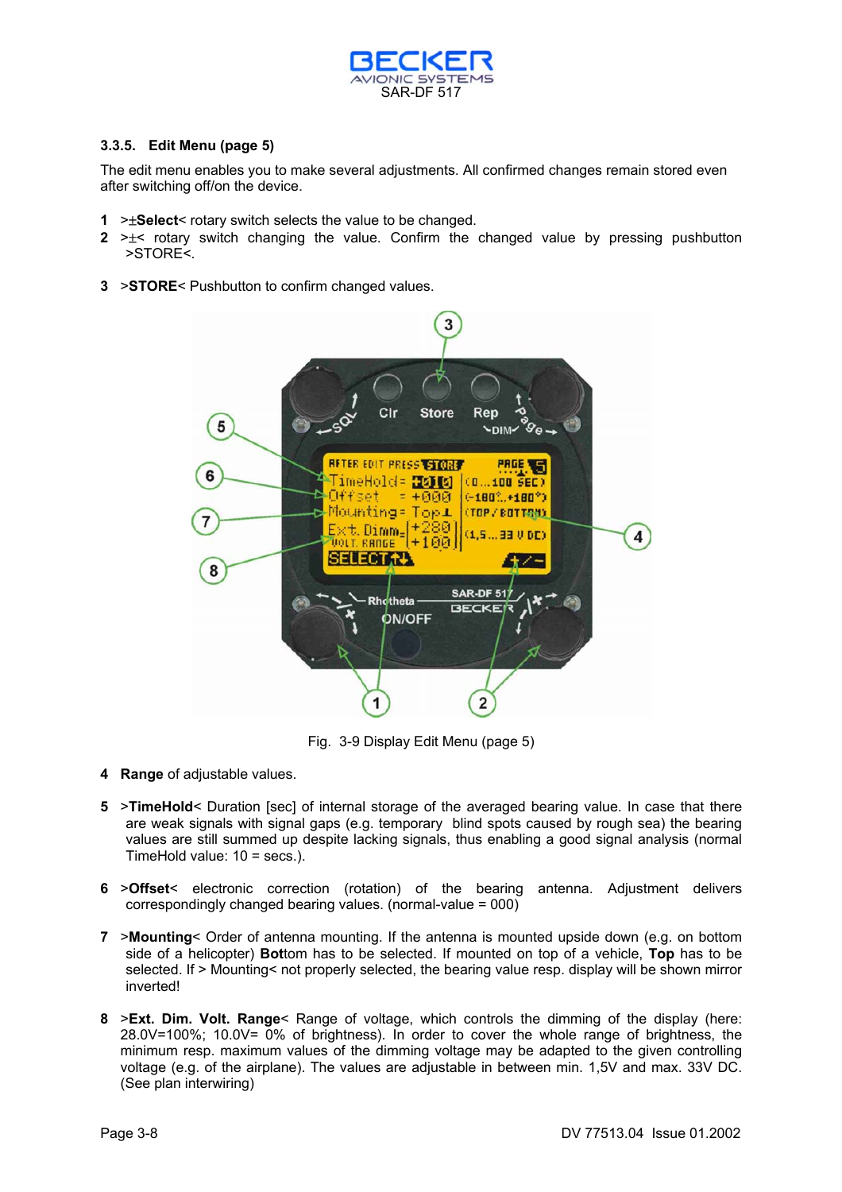### 3.3.5. Edit Menu (page 5)

The edit menu enables you to make several adjustments. All confirmed changes remain stored even after switching off/on the device.

1 >±**Select**< rotary switch selects the value to be changed.

2 >±< rotary switch changing the value. Confirm the changed value by pressing pushbutton >STORE<.

3 >**STORE**< Pushbutton to confirm changed values.

Fig. 3-9 Display Edit Menu (page 5)

4 **Range** of adjustable values.

5 >**TimeHold**< Duration [sec] of internal storage of the averaged bearing value. In case that there are weak signals with signal gaps (e.g. temporary blind spots caused by rough sea) the bearing values are still summed up despite lacking signals, thus enabling a good signal analysis (normal TimeHold value: 10 = secs.).

6 >**Offset**< electronic correction (rotation) of the bearing antenna. Adjustment delivers correspondingly changed bearing values. (normal-value = 000)

7 >**Mounting**< Order of antenna mounting. If the antenna is mounted upside down (e.g. on bottom side of a helicopter) **Bott**om has to be selected. If mounted on top of a vehicle, **Top** has to be selected. If > Mounting< not properly selected, the bearing value resp. display will be shown mirror inverted!

8 >**Ext. Dim. Volt. Range**< Range of voltage, which controls the dimming of the display (here: 28.0V=100%; 10.0V= 0% of brightness). In order to cover the whole range of brightness, the minimum resp. maximum values of the dimming voltage may be adapted to the given controlling voltage (e.g. of the airplane). The values are adjustable in between min. 1,5V and max. 33V DC. (See plan interwiring)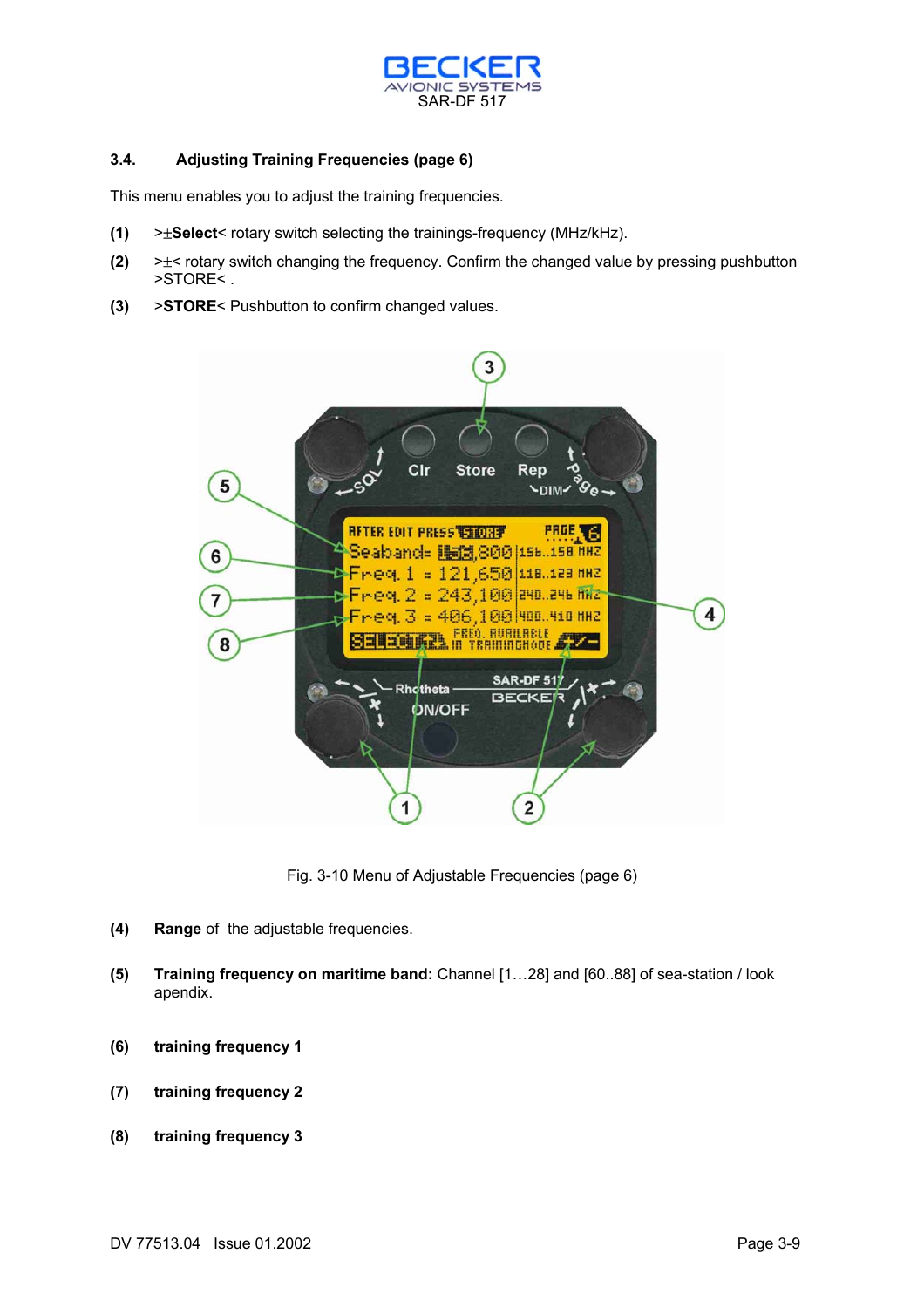### 3.4. Adjusting Training Frequencies (page 6)

This menu enables you to adjust the training frequencies.

**(1)** >±**Select**< rotary switch selecting the trainings-frequency (MHz/kHz).

**(2)** >±< rotary switch changing the frequency. Confirm the changed value by pressing pushbutton >STORE< .

**(3)** >**STORE**< Pushbutton to confirm changed values.

Fig. 3-10 Menu of Adjustable Frequencies (page 6)

**(4)** **Range** of the adjustable frequencies.

**(5)** **Training frequency on maritime band:** Channel [1…28] and [60..88] of sea-station / look apendix.

**(6)** **training frequency 1**

**(7)** **training frequency 2**

**(8)** **training frequency 3**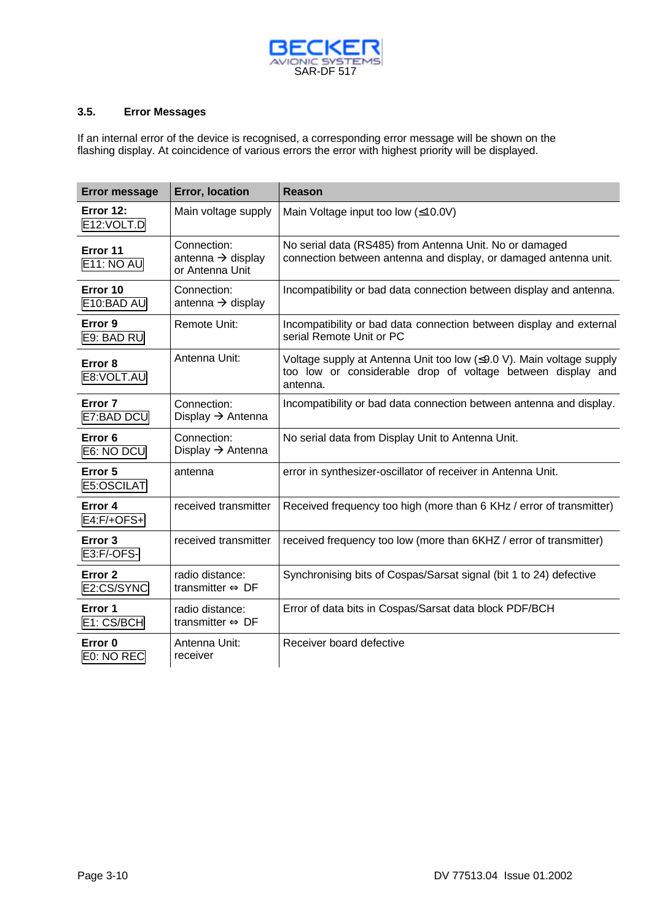### 3.5. Error Messages

If an internal error of the device is recognised, a corresponding error message will be shown on the flashing display. At coincidence of various errors the error with highest priority will be displayed.

| Error message | Error, location | Reason |
|---|---|---|
| **Error 12:** E12:VOLT.D | Main voltage supply | Main Voltage input too low (≤10.0V) |
| **Error 11** E11: NO AU | Connection: antenna → display or Antenna Unit | No serial data (RS485) from Antenna Unit. No or damaged connection between antenna and display, or damaged antenna unit. |
| **Error 10** E10:BAD AU | Connection: antenna → display | Incompatibility or bad data connection between display and antenna. |
| **Error 9** E9: BAD RU | Remote Unit: | Incompatibility or bad data connection between display and external serial Remote Unit or PC |
| **Error 8** E8:VOLT.AU | Antenna Unit: | Voltage supply at Antenna Unit too low (≤9.0 V). Main voltage supply too low or considerable drop of voltage between display and antenna. |
| **Error 7** E7:BAD DCU | Connection: Display → Antenna | Incompatibility or bad data connection between antenna and display. |
| **Error 6** E6: NO DCU | Connection: Display → Antenna | No serial data from Display Unit to Antenna Unit. |
| **Error 5** E5:OSCILAT | antenna | error in synthesizer-oscillator of receiver in Antenna Unit. |
| **Error 4** E4:F/+OFS+ | received transmitter | Received frequency too high (more than 6 KHz / error of transmitter) |
| **Error 3** E3:F/-OFS- | received transmitter | received frequency too low (more than 6KHZ / error of transmitter) |
| **Error 2** E2:CS/SYNC | radio distance: transmitter ⇔ DF | Synchronising bits of Cospas/Sarsat signal (bit 1 to 24) defective |
| **Error 1** E1: CS/BCH | radio distance: transmitter ⇔ DF | Error of data bits in Cospas/Sarsat data block PDF/BCH |
| **Error 0** E0: NO REC | Antenna Unit: receiver | Receiver board defective |